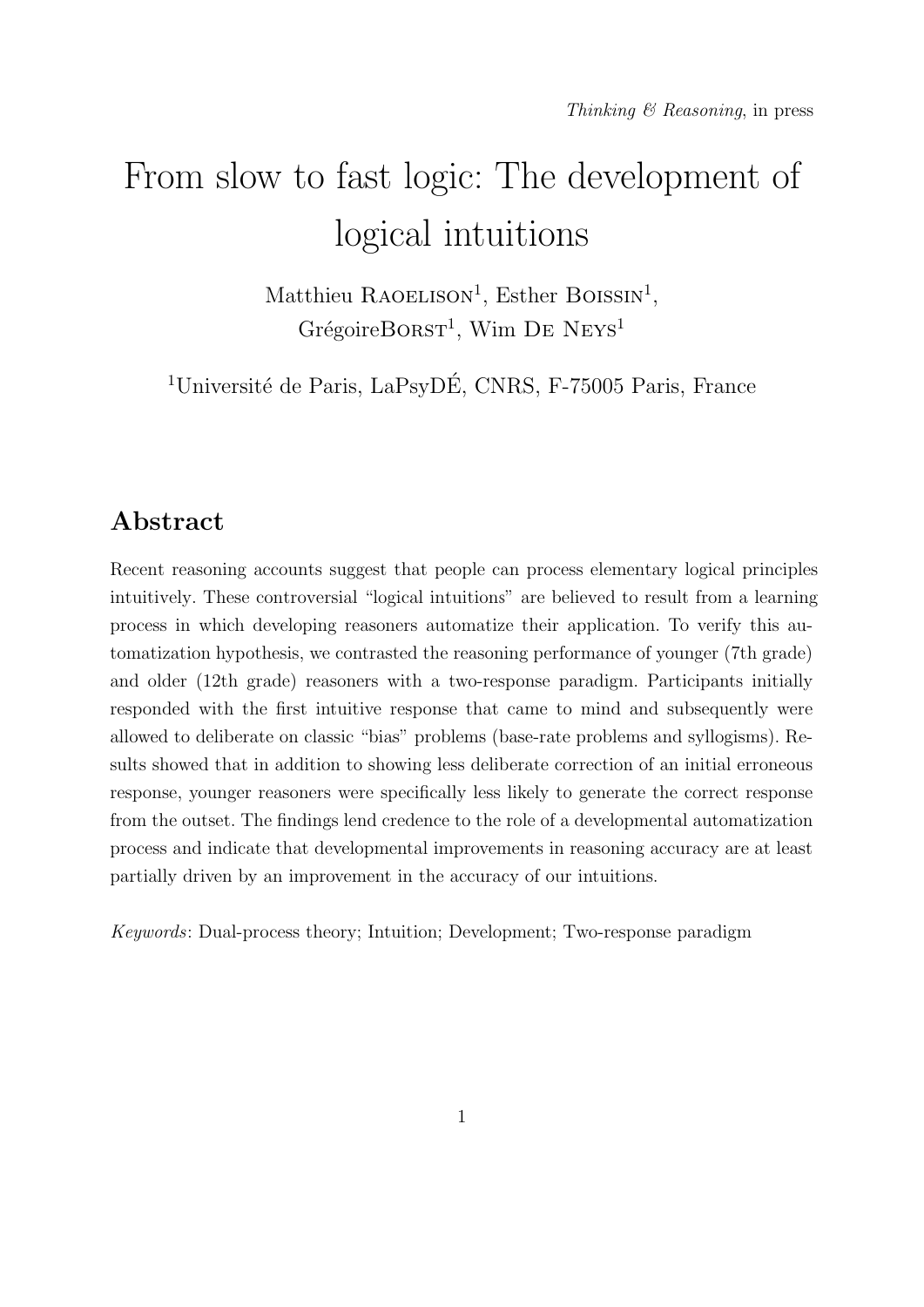*Thinking & Reasoning*, in press

# From slow to fast logic: The development of logical intuitions

Matthieu Raoelison[1], Esther Boissin[1], GrégoireBorst[1], Wim De Neys[1]

[1]Université de Paris, LaPsyDÉ, CNRS, F-75005 Paris, France

## Abstract

Recent reasoning accounts suggest that people can process elementary logical principles intuitively. These controversial "logical intuitions" are believed to result from a learning process in which developing reasoners automatize their application. To verify this automatization hypothesis, we contrasted the reasoning performance of younger (7th grade) and older (12th grade) reasoners with a two-response paradigm. Participants initially responded with the first intuitive response that came to mind and subsequently were allowed to deliberate on classic "bias" problems (base-rate problems and syllogisms). Results showed that in addition to showing less deliberate correction of an initial erroneous response, younger reasoners were specifically less likely to generate the correct response from the outset. The findings lend credence to the role of a developmental automatization process and indicate that developmental improvements in reasoning accuracy are at least partially driven by an improvement in the accuracy of our intuitions.

*Keywords*: Dual-process theory; Intuition; Development; Two-response paradigm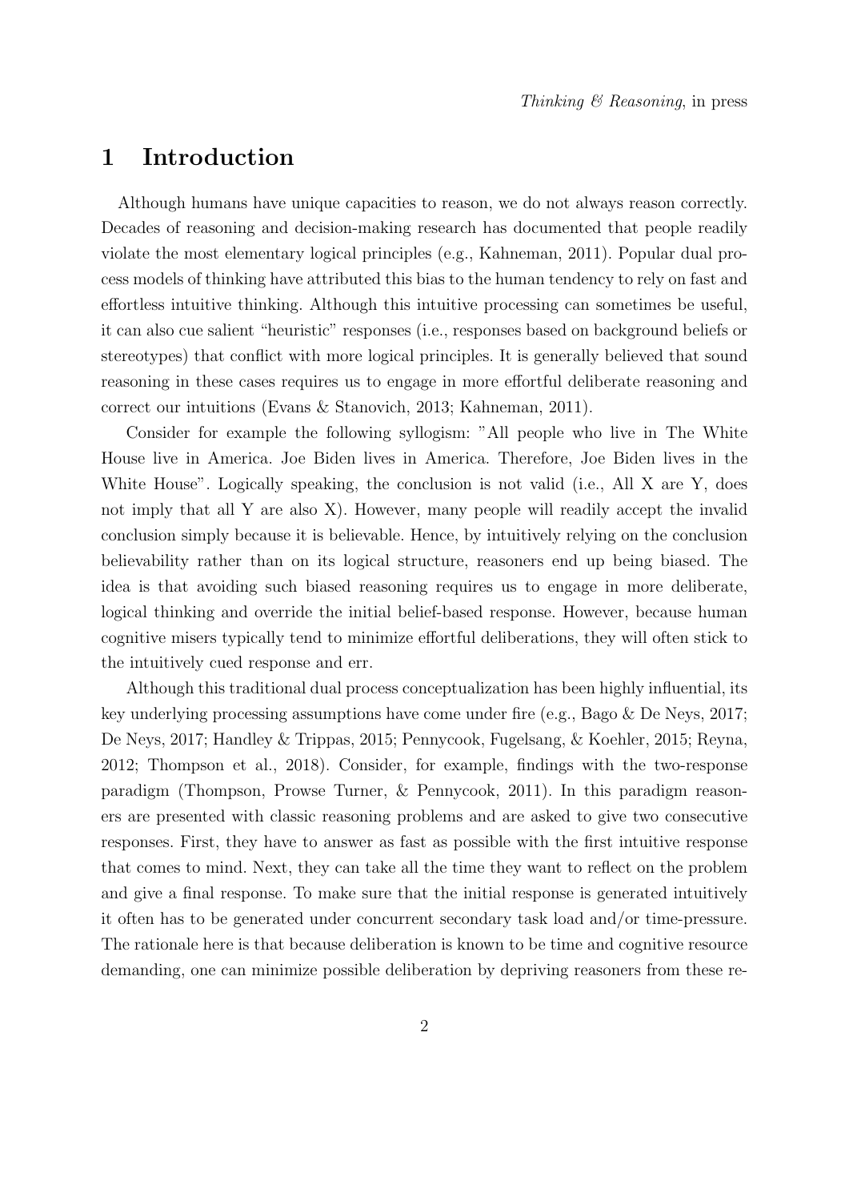# 1 Introduction

Although humans have unique capacities to reason, we do not always reason correctly. Decades of reasoning and decision-making research has documented that people readily violate the most elementary logical principles (e.g., Kahneman, 2011). Popular dual process models of thinking have attributed this bias to the human tendency to rely on fast and effortless intuitive thinking. Although this intuitive processing can sometimes be useful, it can also cue salient "heuristic" responses (i.e., responses based on background beliefs or stereotypes) that conflict with more logical principles. It is generally believed that sound reasoning in these cases requires us to engage in more effortful deliberate reasoning and correct our intuitions (Evans & Stanovich, 2013; Kahneman, 2011).

Consider for example the following syllogism: "All people who live in The White House live in America. Joe Biden lives in America. Therefore, Joe Biden lives in the White House". Logically speaking, the conclusion is not valid (i.e., All X are Y, does not imply that all Y are also X). However, many people will readily accept the invalid conclusion simply because it is believable. Hence, by intuitively relying on the conclusion believability rather than on its logical structure, reasoners end up being biased. The idea is that avoiding such biased reasoning requires us to engage in more deliberate, logical thinking and override the initial belief-based response. However, because human cognitive misers typically tend to minimize effortful deliberations, they will often stick to the intuitively cued response and err.

Although this traditional dual process conceptualization has been highly influential, its key underlying processing assumptions have come under fire (e.g., Bago & De Neys, 2017; De Neys, 2017; Handley & Trippas, 2015; Pennycook, Fugelsang, & Koehler, 2015; Reyna, 2012; Thompson et al., 2018). Consider, for example, findings with the two-response paradigm (Thompson, Prowse Turner, & Pennycook, 2011). In this paradigm reasoners are presented with classic reasoning problems and are asked to give two consecutive responses. First, they have to answer as fast as possible with the first intuitive response that comes to mind. Next, they can take all the time they want to reflect on the problem and give a final response. To make sure that the initial response is generated intuitively it often has to be generated under concurrent secondary task load and/or time-pressure. The rationale here is that because deliberation is known to be time and cognitive resource demanding, one can minimize possible deliberation by depriving reasoners from these re-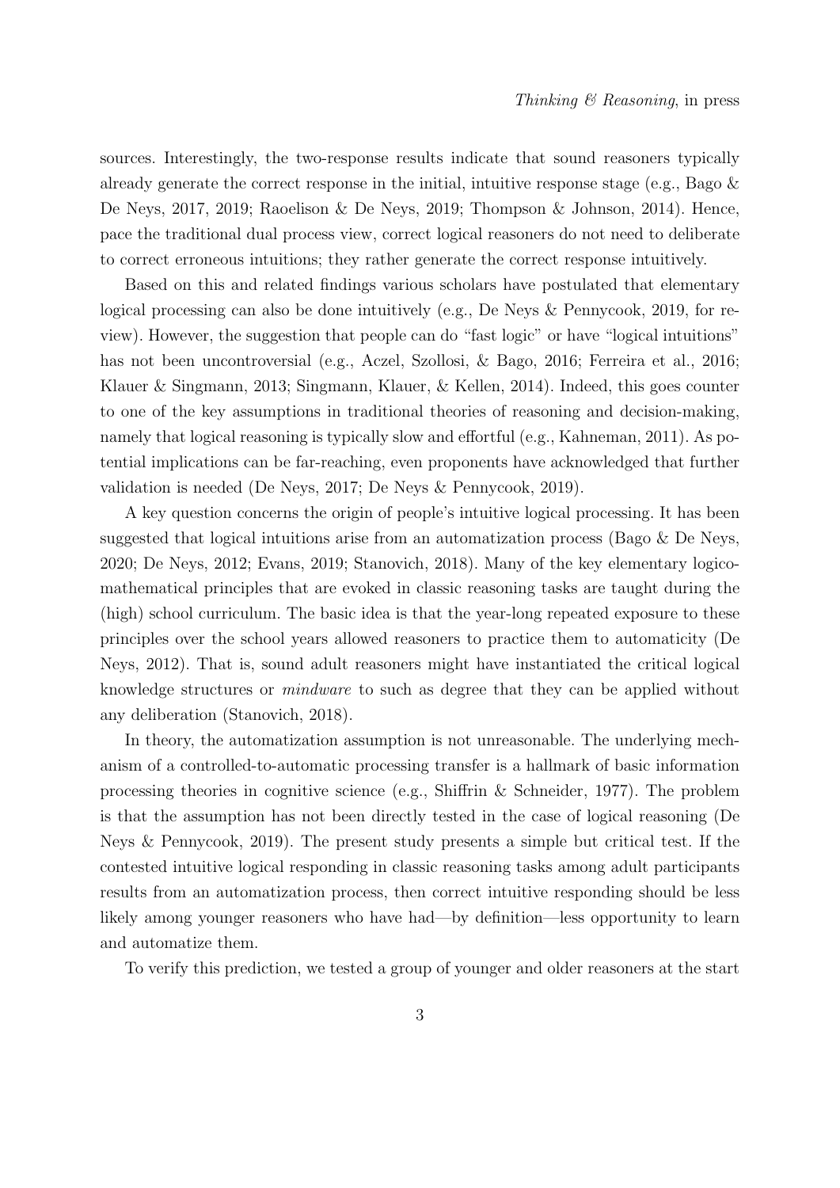sources. Interestingly, the two-response results indicate that sound reasoners typically already generate the correct response in the initial, intuitive response stage (e.g., Bago & De Neys, 2017, 2019; Raoelison & De Neys, 2019; Thompson & Johnson, 2014). Hence, pace the traditional dual process view, correct logical reasoners do not need to deliberate to correct erroneous intuitions; they rather generate the correct response intuitively.

Based on this and related findings various scholars have postulated that elementary logical processing can also be done intuitively (e.g., De Neys & Pennycook, 2019, for review). However, the suggestion that people can do "fast logic" or have "logical intuitions" has not been uncontroversial (e.g., Aczel, Szollosi, & Bago, 2016; Ferreira et al., 2016; Klauer & Singmann, 2013; Singmann, Klauer, & Kellen, 2014). Indeed, this goes counter to one of the key assumptions in traditional theories of reasoning and decision-making, namely that logical reasoning is typically slow and effortful (e.g., Kahneman, 2011). As potential implications can be far-reaching, even proponents have acknowledged that further validation is needed (De Neys, 2017; De Neys & Pennycook, 2019).

A key question concerns the origin of people's intuitive logical processing. It has been suggested that logical intuitions arise from an automatization process (Bago & De Neys, 2020; De Neys, 2012; Evans, 2019; Stanovich, 2018). Many of the key elementary logico-mathematical principles that are evoked in classic reasoning tasks are taught during the (high) school curriculum. The basic idea is that the year-long repeated exposure to these principles over the school years allowed reasoners to practice them to automaticity (De Neys, 2012). That is, sound adult reasoners might have instantiated the critical logical knowledge structures or *mindware* to such as degree that they can be applied without any deliberation (Stanovich, 2018).

In theory, the automatization assumption is not unreasonable. The underlying mechanism of a controlled-to-automatic processing transfer is a hallmark of basic information processing theories in cognitive science (e.g., Shiffrin & Schneider, 1977). The problem is that the assumption has not been directly tested in the case of logical reasoning (De Neys & Pennycook, 2019). The present study presents a simple but critical test. If the contested intuitive logical responding in classic reasoning tasks among adult participants results from an automatization process, then correct intuitive responding should be less likely among younger reasoners who have had—by definition—less opportunity to learn and automatize them.

To verify this prediction, we tested a group of younger and older reasoners at the start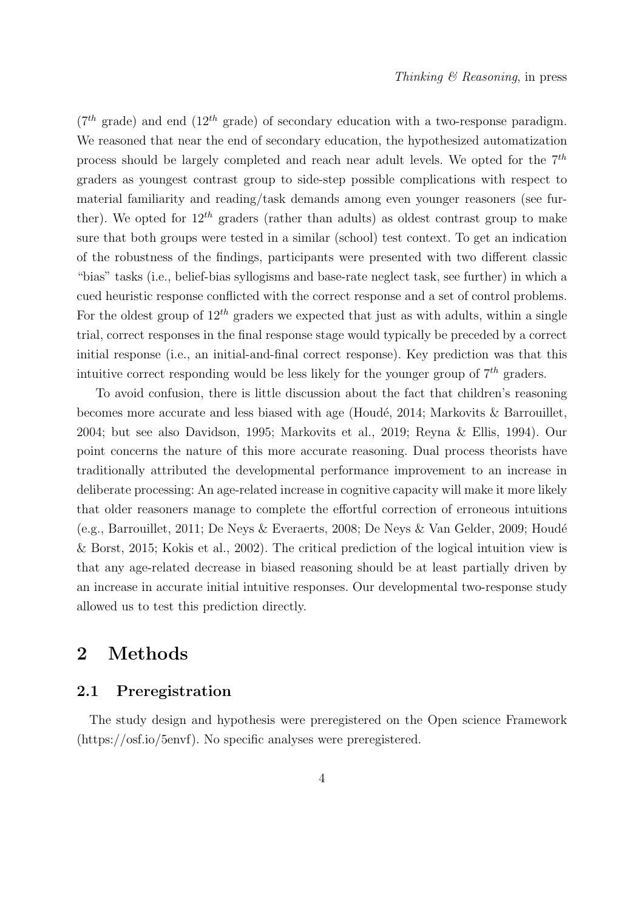($7^{th}$ grade) and end ($12^{th}$ grade) of secondary education with a two-response paradigm. We reasoned that near the end of secondary education, the hypothesized automatization process should be largely completed and reach near adult levels. We opted for the $7^{th}$ graders as youngest contrast group to side-step possible complications with respect to material familiarity and reading/task demands among even younger reasoners (see further). We opted for $12^{th}$ graders (rather than adults) as oldest contrast group to make sure that both groups were tested in a similar (school) test context. To get an indication of the robustness of the findings, participants were presented with two different classic "bias" tasks (i.e., belief-bias syllogisms and base-rate neglect task, see further) in which a cued heuristic response conflicted with the correct response and a set of control problems. For the oldest group of $12^{th}$ graders we expected that just as with adults, within a single trial, correct responses in the final response stage would typically be preceded by a correct initial response (i.e., an initial-and-final correct response). Key prediction was that this intuitive correct responding would be less likely for the younger group of $7^{th}$ graders.

To avoid confusion, there is little discussion about the fact that children's reasoning becomes more accurate and less biased with age (Houdé, 2014; Markovits & Barrouillet, 2004; but see also Davidson, 1995; Markovits et al., 2019; Reyna & Ellis, 1994). Our point concerns the nature of this more accurate reasoning. Dual process theorists have traditionally attributed the developmental performance improvement to an increase in deliberate processing: An age-related increase in cognitive capacity will make it more likely that older reasoners manage to complete the effortful correction of erroneous intuitions (e.g., Barrouillet, 2011; De Neys & Everaerts, 2008; De Neys & Van Gelder, 2009; Houdé & Borst, 2015; Kokis et al., 2002). The critical prediction of the logical intuition view is that any age-related decrease in biased reasoning should be at least partially driven by an increase in accurate initial intuitive responses. Our developmental two-response study allowed us to test this prediction directly.

# 2 Methods

## 2.1 Preregistration

The study design and hypothesis were preregistered on the Open science Framework (https://osf.io/5envf). No specific analyses were preregistered.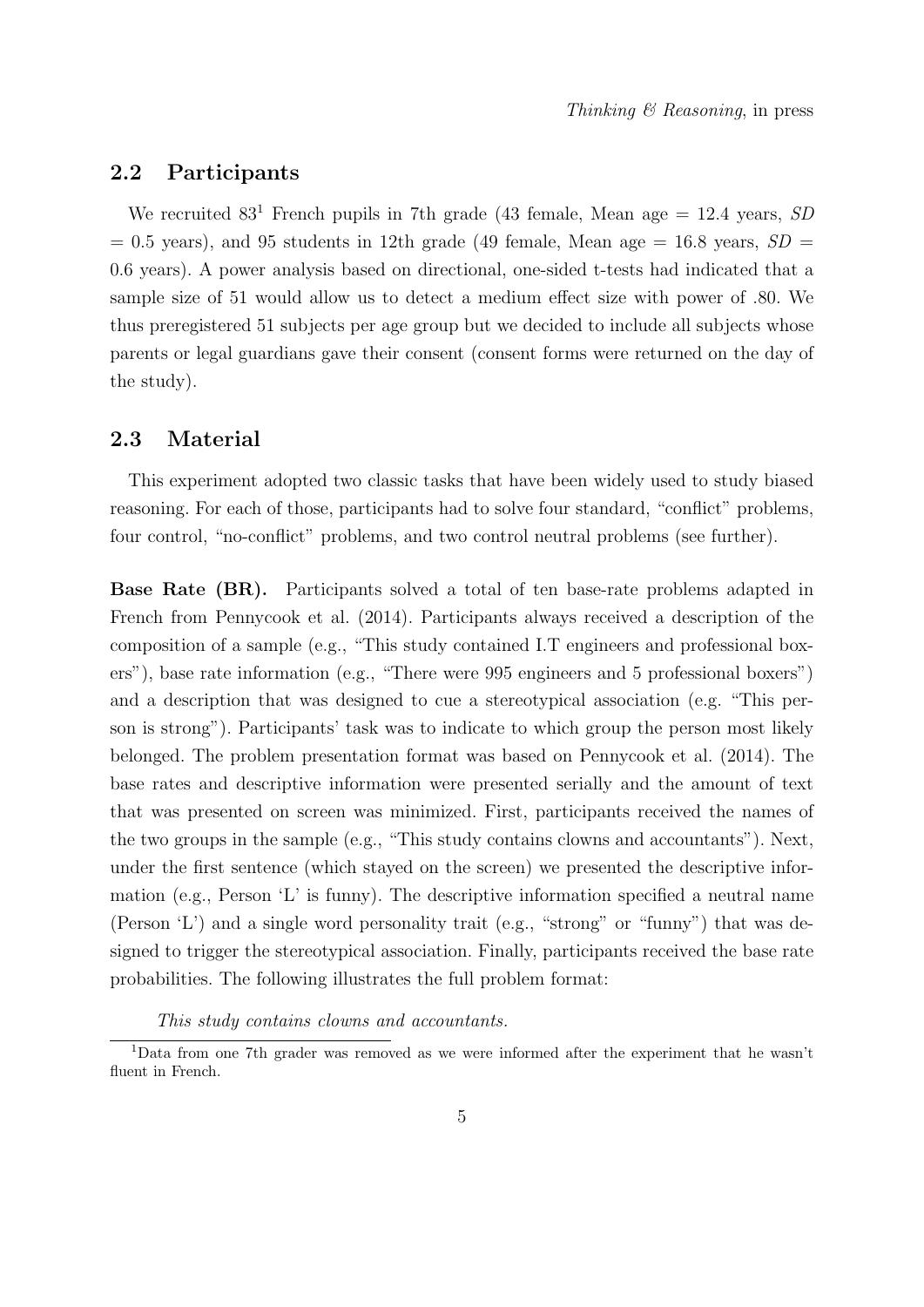## 2.2 Participants

We recruited 83[1] French pupils in 7th grade (43 female, Mean age = 12.4 years, *SD* = 0.5 years), and 95 students in 12th grade (49 female, Mean age = 16.8 years, *SD* = 0.6 years). A power analysis based on directional, one-sided t-tests had indicated that a sample size of 51 would allow us to detect a medium effect size with power of .80. We thus preregistered 51 subjects per age group but we decided to include all subjects whose parents or legal guardians gave their consent (consent forms were returned on the day of the study).

## 2.3 Material

This experiment adopted two classic tasks that have been widely used to study biased reasoning. For each of those, participants had to solve four standard, "conflict" problems, four control, "no-conflict" problems, and two control neutral problems (see further).

**Base Rate (BR).** Participants solved a total of ten base-rate problems adapted in French from Pennycook et al. (2014). Participants always received a description of the composition of a sample (e.g., "This study contained I.T engineers and professional boxers"), base rate information (e.g., "There were 995 engineers and 5 professional boxers") and a description that was designed to cue a stereotypical association (e.g. "This person is strong"). Participants' task was to indicate to which group the person most likely belonged. The problem presentation format was based on Pennycook et al. (2014). The base rates and descriptive information were presented serially and the amount of text that was presented on screen was minimized. First, participants received the names of the two groups in the sample (e.g., "This study contains clowns and accountants"). Next, under the first sentence (which stayed on the screen) we presented the descriptive information (e.g., Person 'L' is funny). The descriptive information specified a neutral name (Person 'L') and a single word personality trait (e.g., "strong" or "funny") that was designed to trigger the stereotypical association. Finally, participants received the base rate probabilities. The following illustrates the full problem format:

*This study contains clowns and accountants.*

[1] Data from one 7th grader was removed as we were informed after the experiment that he wasn't fluent in French.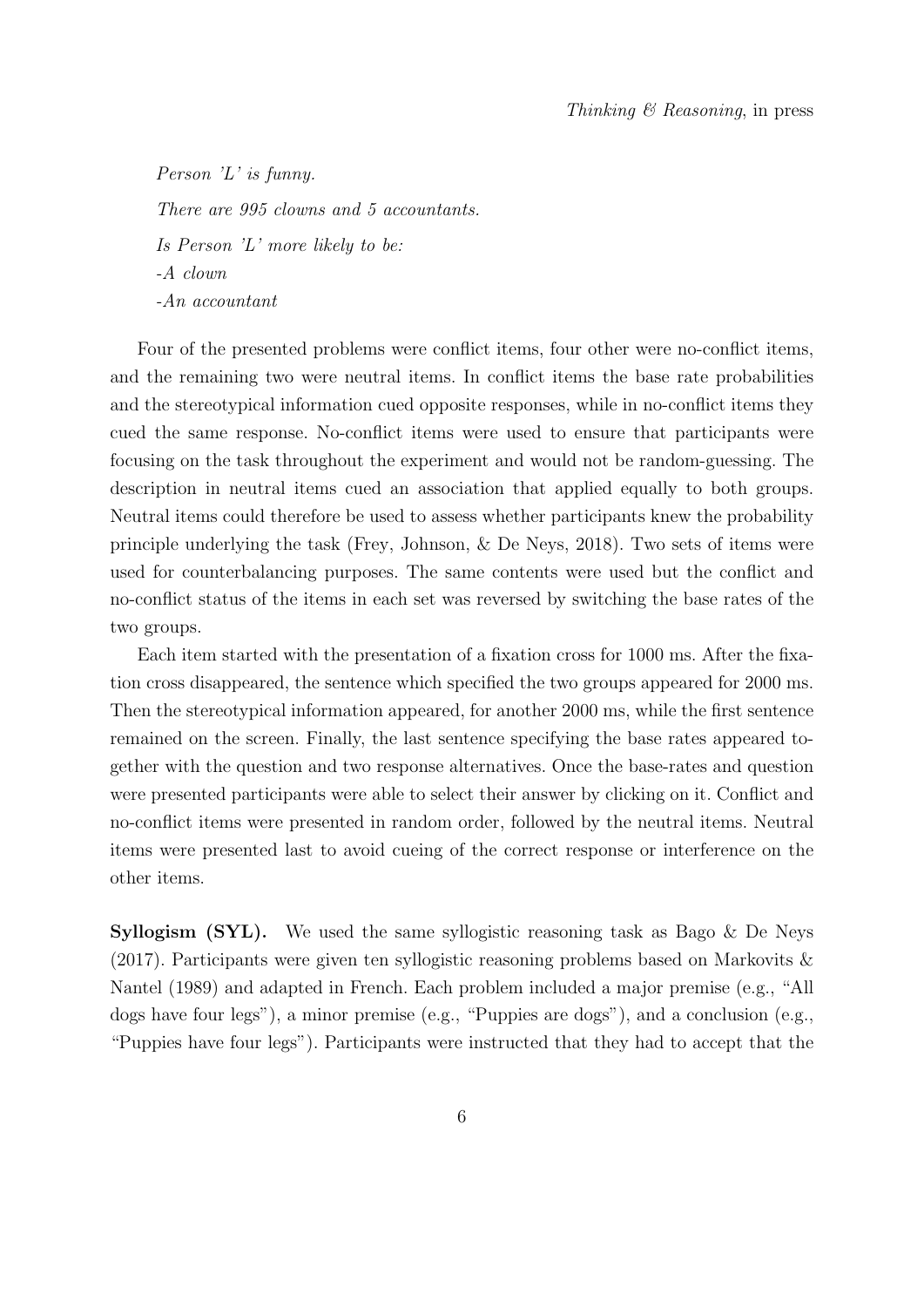*Person 'L' is funny.*

*There are 995 clowns and 5 accountants.*

*Is Person 'L' more likely to be:*

*-A clown*

*-An accountant*

Four of the presented problems were conflict items, four other were no-conflict items, and the remaining two were neutral items. In conflict items the base rate probabilities and the stereotypical information cued opposite responses, while in no-conflict items they cued the same response. No-conflict items were used to ensure that participants were focusing on the task throughout the experiment and would not be random-guessing. The description in neutral items cued an association that applied equally to both groups. Neutral items could therefore be used to assess whether participants knew the probability principle underlying the task (Frey, Johnson, & De Neys, 2018). Two sets of items were used for counterbalancing purposes. The same contents were used but the conflict and no-conflict status of the items in each set was reversed by switching the base rates of the two groups.

Each item started with the presentation of a fixation cross for 1000 ms. After the fixation cross disappeared, the sentence which specified the two groups appeared for 2000 ms. Then the stereotypical information appeared, for another 2000 ms, while the first sentence remained on the screen. Finally, the last sentence specifying the base rates appeared together with the question and two response alternatives. Once the base-rates and question were presented participants were able to select their answer by clicking on it. Conflict and no-conflict items were presented in random order, followed by the neutral items. Neutral items were presented last to avoid cueing of the correct response or interference on the other items.

**Syllogism (SYL).** We used the same syllogistic reasoning task as Bago & De Neys (2017). Participants were given ten syllogistic reasoning problems based on Markovits & Nantel (1989) and adapted in French. Each problem included a major premise (e.g., "All dogs have four legs"), a minor premise (e.g., "Puppies are dogs"), and a conclusion (e.g., "Puppies have four legs"). Participants were instructed that they had to accept that the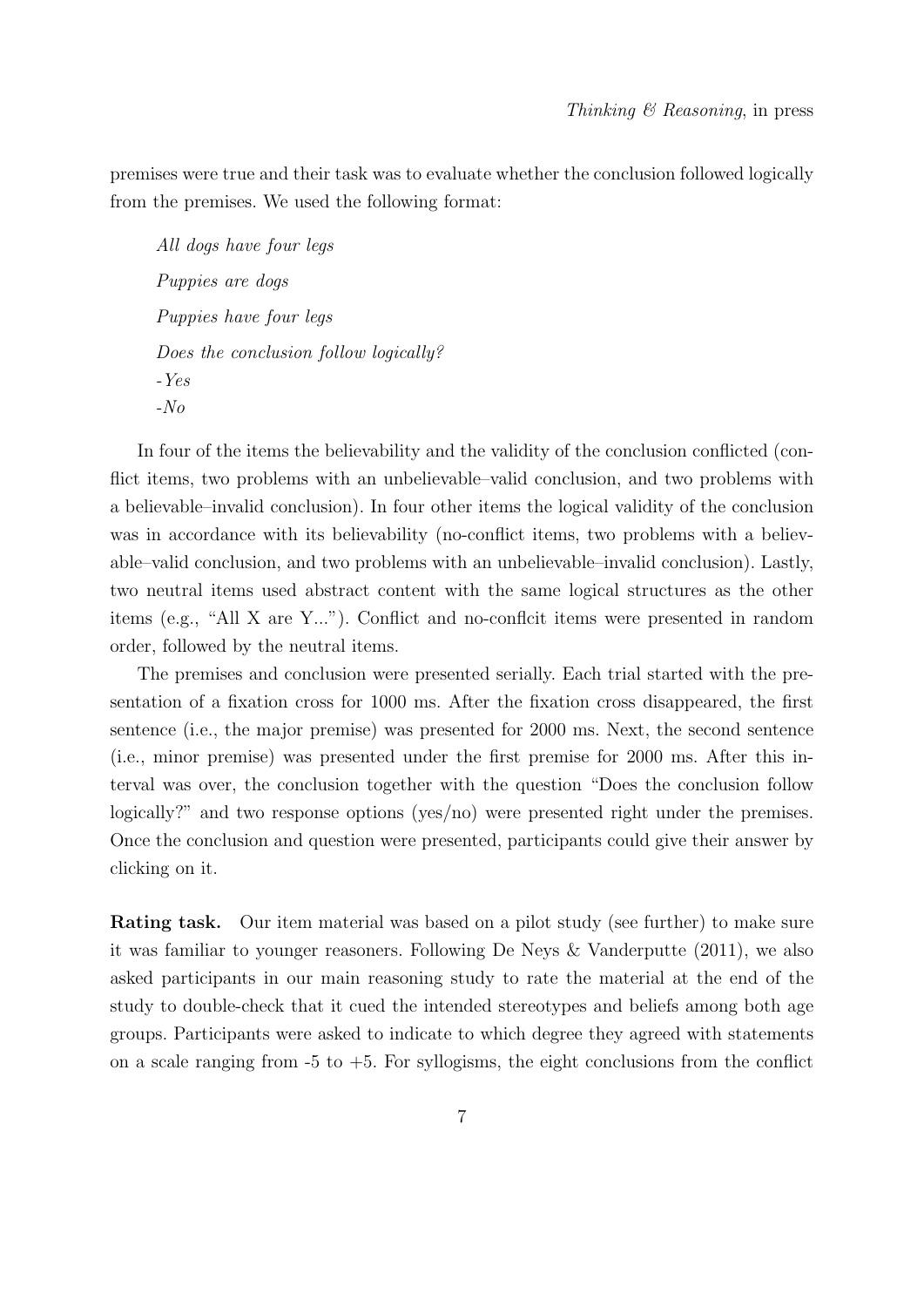premises were true and their task was to evaluate whether the conclusion followed logically from the premises. We used the following format:

> *All dogs have four legs*
>
> *Puppies are dogs*
>
> *Puppies have four legs*
>
> *Does the conclusion follow logically?*
>
> *-Yes*
>
> *-No*

In four of the items the believability and the validity of the conclusion conflicted (conflict items, two problems with an unbelievable–valid conclusion, and two problems with a believable–invalid conclusion). In four other items the logical validity of the conclusion was in accordance with its believability (no-conflict items, two problems with a believable–valid conclusion, and two problems with an unbelievable–invalid conclusion). Lastly, two neutral items used abstract content with the same logical structures as the other items (e.g., "All X are Y..."). Conflict and no-conflcit items were presented in random order, followed by the neutral items.

The premises and conclusion were presented serially. Each trial started with the presentation of a fixation cross for 1000 ms. After the fixation cross disappeared, the first sentence (i.e., the major premise) was presented for 2000 ms. Next, the second sentence (i.e., minor premise) was presented under the first premise for 2000 ms. After this interval was over, the conclusion together with the question "Does the conclusion follow logically?" and two response options (yes/no) were presented right under the premises. Once the conclusion and question were presented, participants could give their answer by clicking on it.

**Rating task.** Our item material was based on a pilot study (see further) to make sure it was familiar to younger reasoners. Following De Neys & Vanderputte (2011), we also asked participants in our main reasoning study to rate the material at the end of the study to double-check that it cued the intended stereotypes and beliefs among both age groups. Participants were asked to indicate to which degree they agreed with statements on a scale ranging from -5 to +5. For syllogisms, the eight conclusions from the conflict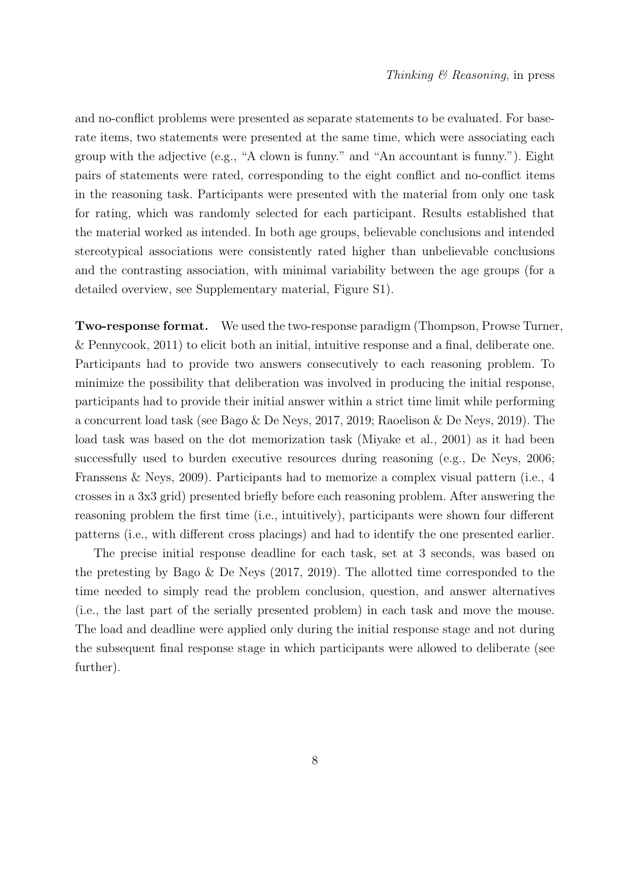and no-conflict problems were presented as separate statements to be evaluated. For base-rate items, two statements were presented at the same time, which were associating each group with the adjective (e.g., "A clown is funny." and "An accountant is funny."). Eight pairs of statements were rated, corresponding to the eight conflict and no-conflict items in the reasoning task. Participants were presented with the material from only one task for rating, which was randomly selected for each participant. Results established that the material worked as intended. In both age groups, believable conclusions and intended stereotypical associations were consistently rated higher than unbelievable conclusions and the contrasting association, with minimal variability between the age groups (for a detailed overview, see Supplementary material, Figure S1).

**Two-response format.** We used the two-response paradigm (Thompson, Prowse Turner, & Pennycook, 2011) to elicit both an initial, intuitive response and a final, deliberate one. Participants had to provide two answers consecutively to each reasoning problem. To minimize the possibility that deliberation was involved in producing the initial response, participants had to provide their initial answer within a strict time limit while performing a concurrent load task (see Bago & De Neys, 2017, 2019; Raoelison & De Neys, 2019). The load task was based on the dot memorization task (Miyake et al., 2001) as it had been successfully used to burden executive resources during reasoning (e.g., De Neys, 2006; Franssens & Neys, 2009). Participants had to memorize a complex visual pattern (i.e., 4 crosses in a 3x3 grid) presented briefly before each reasoning problem. After answering the reasoning problem the first time (i.e., intuitively), participants were shown four different patterns (i.e., with different cross placings) and had to identify the one presented earlier.

The precise initial response deadline for each task, set at 3 seconds, was based on the pretesting by Bago & De Neys (2017, 2019). The allotted time corresponded to the time needed to simply read the problem conclusion, question, and answer alternatives (i.e., the last part of the serially presented problem) in each task and move the mouse. The load and deadline were applied only during the initial response stage and not during the subsequent final response stage in which participants were allowed to deliberate (see further).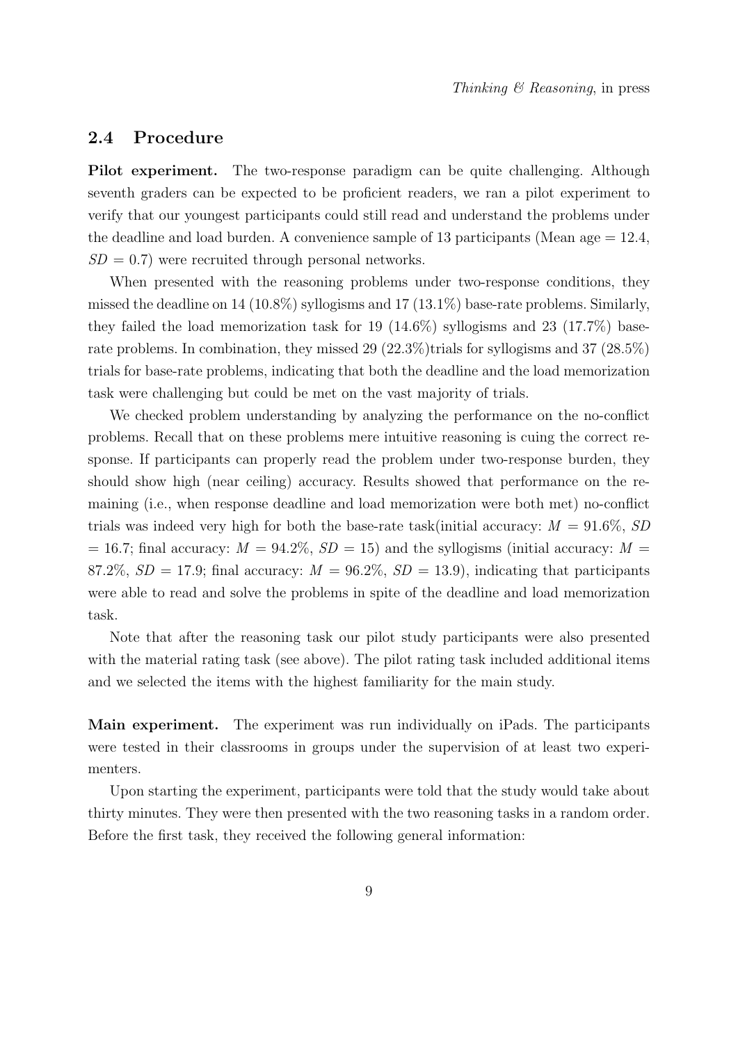## 2.4 Procedure

**Pilot experiment.** The two-response paradigm can be quite challenging. Although seventh graders can be expected to be proficient readers, we ran a pilot experiment to verify that our youngest participants could still read and understand the problems under the deadline and load burden. A convenience sample of 13 participants (Mean age = 12.4, $SD$ = 0.7) were recruited through personal networks.

When presented with the reasoning problems under two-response conditions, they missed the deadline on 14 (10.8%) syllogisms and 17 (13.1%) base-rate problems. Similarly, they failed the load memorization task for 19 (14.6%) syllogisms and 23 (17.7%) base-rate problems. In combination, they missed 29 (22.3%)trials for syllogisms and 37 (28.5%) trials for base-rate problems, indicating that both the deadline and the load memorization task were challenging but could be met on the vast majority of trials.

We checked problem understanding by analyzing the performance on the no-conflict problems. Recall that on these problems mere intuitive reasoning is cuing the correct response. If participants can properly read the problem under two-response burden, they should show high (near ceiling) accuracy. Results showed that performance on the remaining (i.e., when response deadline and load memorization were both met) no-conflict trials was indeed very high for both the base-rate task(initial accuracy: $M$ = 91.6%, $SD$ = 16.7; final accuracy: $M$ = 94.2%, $SD$ = 15) and the syllogisms (initial accuracy: $M$ = 87.2%, $SD$ = 17.9; final accuracy: $M$ = 96.2%, $SD$ = 13.9), indicating that participants were able to read and solve the problems in spite of the deadline and load memorization task.

Note that after the reasoning task our pilot study participants were also presented with the material rating task (see above). The pilot rating task included additional items and we selected the items with the highest familiarity for the main study.

**Main experiment.** The experiment was run individually on iPads. The participants were tested in their classrooms in groups under the supervision of at least two experimenters.

Upon starting the experiment, participants were told that the study would take about thirty minutes. They were then presented with the two reasoning tasks in a random order. Before the first task, they received the following general information: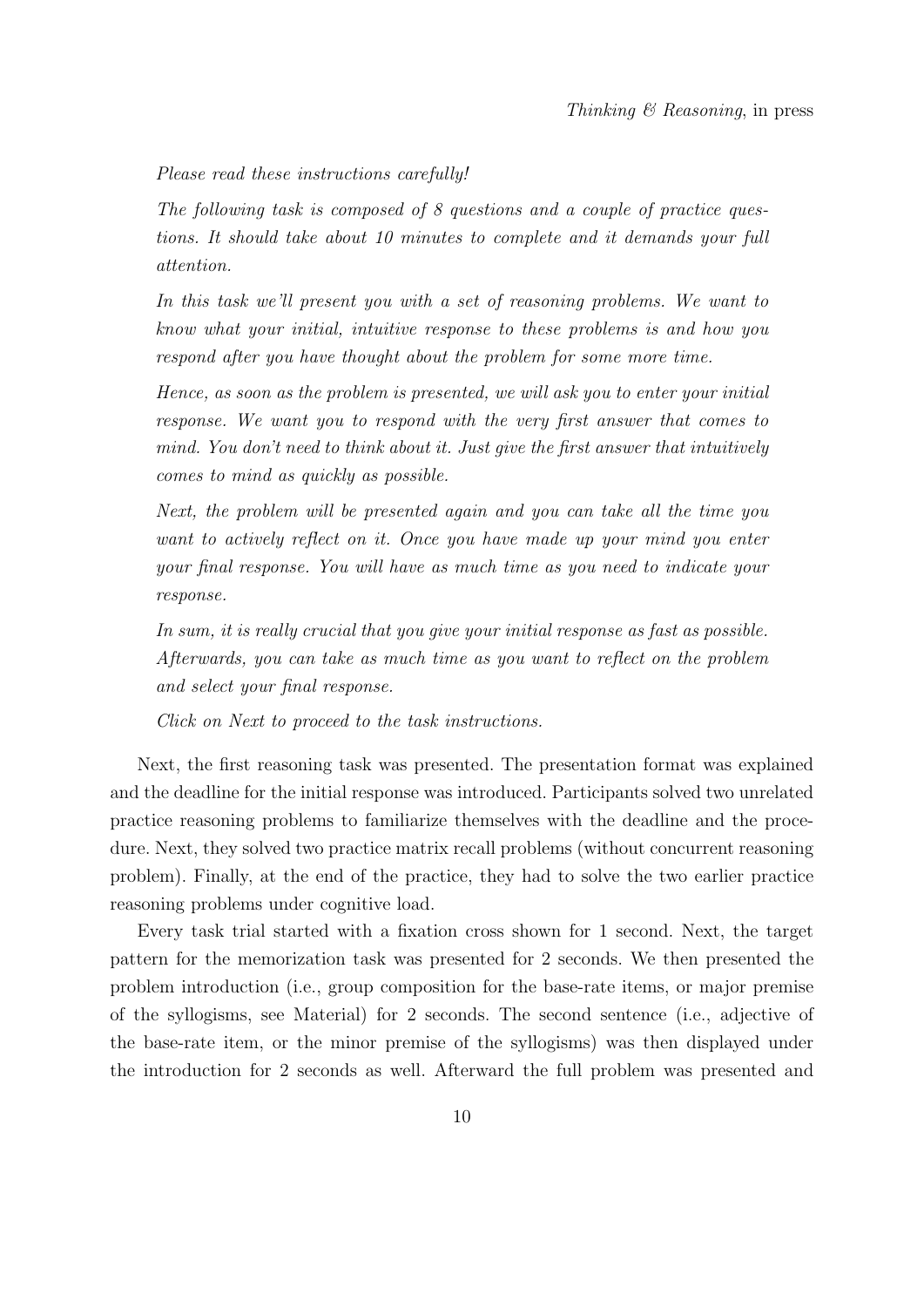*Please read these instructions carefully!*

*The following task is composed of 8 questions and a couple of practice questions. It should take about 10 minutes to complete and it demands your full attention.*

*In this task we'll present you with a set of reasoning problems. We want to know what your initial, intuitive response to these problems is and how you respond after you have thought about the problem for some more time.*

*Hence, as soon as the problem is presented, we will ask you to enter your initial response. We want you to respond with the very first answer that comes to mind. You don't need to think about it. Just give the first answer that intuitively comes to mind as quickly as possible.*

*Next, the problem will be presented again and you can take all the time you want to actively reflect on it. Once you have made up your mind you enter your final response. You will have as much time as you need to indicate your response.*

*In sum, it is really crucial that you give your initial response as fast as possible. Afterwards, you can take as much time as you want to reflect on the problem and select your final response.*

*Click on Next to proceed to the task instructions.*

Next, the first reasoning task was presented. The presentation format was explained and the deadline for the initial response was introduced. Participants solved two unrelated practice reasoning problems to familiarize themselves with the deadline and the procedure. Next, they solved two practice matrix recall problems (without concurrent reasoning problem). Finally, at the end of the practice, they had to solve the two earlier practice reasoning problems under cognitive load.

Every task trial started with a fixation cross shown for 1 second. Next, the target pattern for the memorization task was presented for 2 seconds. We then presented the problem introduction (i.e., group composition for the base-rate items, or major premise of the syllogisms, see Material) for 2 seconds. The second sentence (i.e., adjective of the base-rate item, or the minor premise of the syllogisms) was then displayed under the introduction for 2 seconds as well. Afterward the full problem was presented and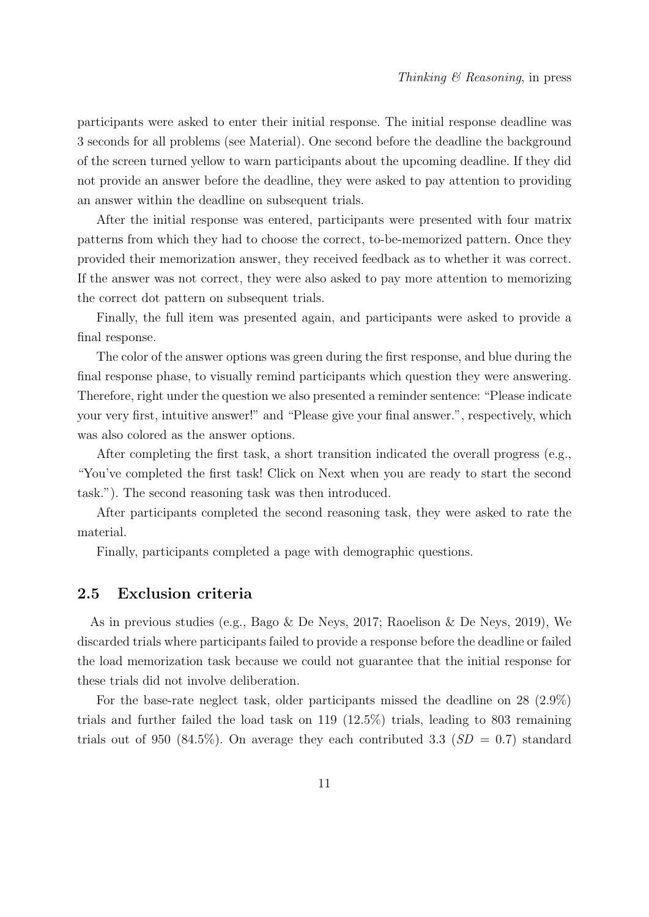participants were asked to enter their initial response. The initial response deadline was 3 seconds for all problems (see Material). One second before the deadline the background of the screen turned yellow to warn participants about the upcoming deadline. If they did not provide an answer before the deadline, they were asked to pay attention to providing an answer within the deadline on subsequent trials.

After the initial response was entered, participants were presented with four matrix patterns from which they had to choose the correct, to-be-memorized pattern. Once they provided their memorization answer, they received feedback as to whether it was correct. If the answer was not correct, they were also asked to pay more attention to memorizing the correct dot pattern on subsequent trials.

Finally, the full item was presented again, and participants were asked to provide a final response.

The color of the answer options was green during the first response, and blue during the final response phase, to visually remind participants which question they were answering. Therefore, right under the question we also presented a reminder sentence: "Please indicate your very first, intuitive answer!" and "Please give your final answer.", respectively, which was also colored as the answer options.

After completing the first task, a short transition indicated the overall progress (e.g., "You've completed the first task! Click on Next when you are ready to start the second task."). The second reasoning task was then introduced.

After participants completed the second reasoning task, they were asked to rate the material.

Finally, participants completed a page with demographic questions.

## 2.5 Exclusion criteria

As in previous studies (e.g., Bago & De Neys, 2017; Raoelison & De Neys, 2019), We discarded trials where participants failed to provide a response before the deadline or failed the load memorization task because we could not guarantee that the initial response for these trials did not involve deliberation.

For the base-rate neglect task, older participants missed the deadline on 28 (2.9%) trials and further failed the load task on 119 (12.5%) trials, leading to 803 remaining trials out of 950 (84.5%). On average they each contributed 3.3 (*SD* = 0.7) standard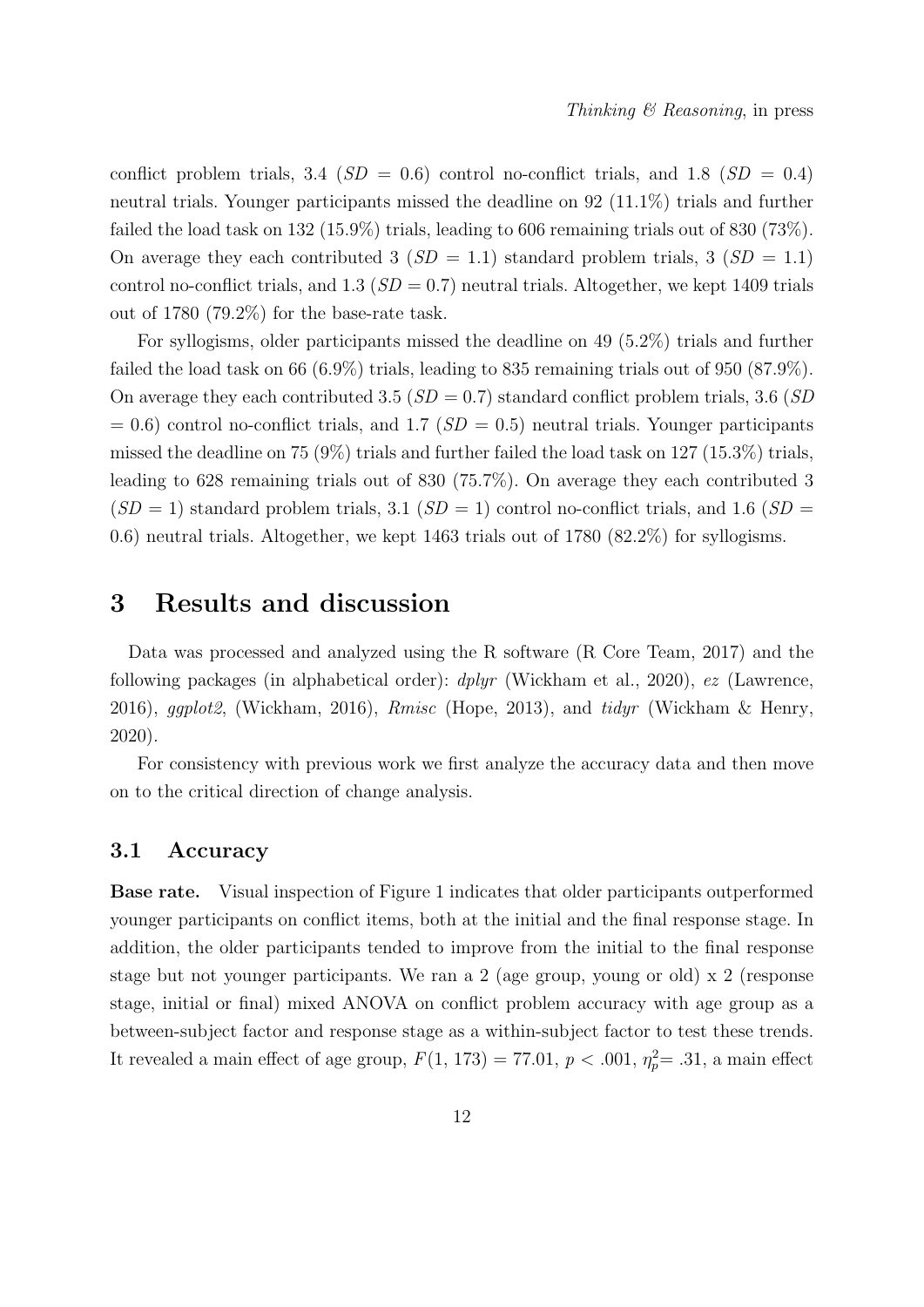conflict problem trials, 3.4 ($SD$ = 0.6) control no-conflict trials, and 1.8 ($SD$ = 0.4) neutral trials. Younger participants missed the deadline on 92 (11.1%) trials and further failed the load task on 132 (15.9%) trials, leading to 606 remaining trials out of 830 (73%). On average they each contributed 3 ($SD$ = 1.1) standard problem trials, 3 ($SD$ = 1.1) control no-conflict trials, and 1.3 ($SD$ = 0.7) neutral trials. Altogether, we kept 1409 trials out of 1780 (79.2%) for the base-rate task.

For syllogisms, older participants missed the deadline on 49 (5.2%) trials and further failed the load task on 66 (6.9%) trials, leading to 835 remaining trials out of 950 (87.9%). On average they each contributed 3.5 ($SD$ = 0.7) standard conflict problem trials, 3.6 ($SD$ = 0.6) control no-conflict trials, and 1.7 ($SD$ = 0.5) neutral trials. Younger participants missed the deadline on 75 (9%) trials and further failed the load task on 127 (15.3%) trials, leading to 628 remaining trials out of 830 (75.7%). On average they each contributed 3 ($SD$ = 1) standard problem trials, 3.1 ($SD$ = 1) control no-conflict trials, and 1.6 ($SD$ = 0.6) neutral trials. Altogether, we kept 1463 trials out of 1780 (82.2%) for syllogisms.

# 3 Results and discussion

Data was processed and analyzed using the R software (R Core Team, 2017) and the following packages (in alphabetical order): *dplyr* (Wickham et al., 2020), *ez* (Lawrence, 2016), *ggplot2*, (Wickham, 2016), *Rmisc* (Hope, 2013), and *tidyr* (Wickham & Henry, 2020).

For consistency with previous work we first analyze the accuracy data and then move on to the critical direction of change analysis.

## 3.1 Accuracy

**Base rate.** Visual inspection of Figure 1 indicates that older participants outperformed younger participants on conflict items, both at the initial and the final response stage. In addition, the older participants tended to improve from the initial to the final response stage but not younger participants. We ran a 2 (age group, young or old) x 2 (response stage, initial or final) mixed ANOVA on conflict problem accuracy with age group as a between-subject factor and response stage as a within-subject factor to test these trends. It revealed a main effect of age group, $F(1, 173) = 77.01$, $p < .001$, $\eta_p^2 = .31$, a main effect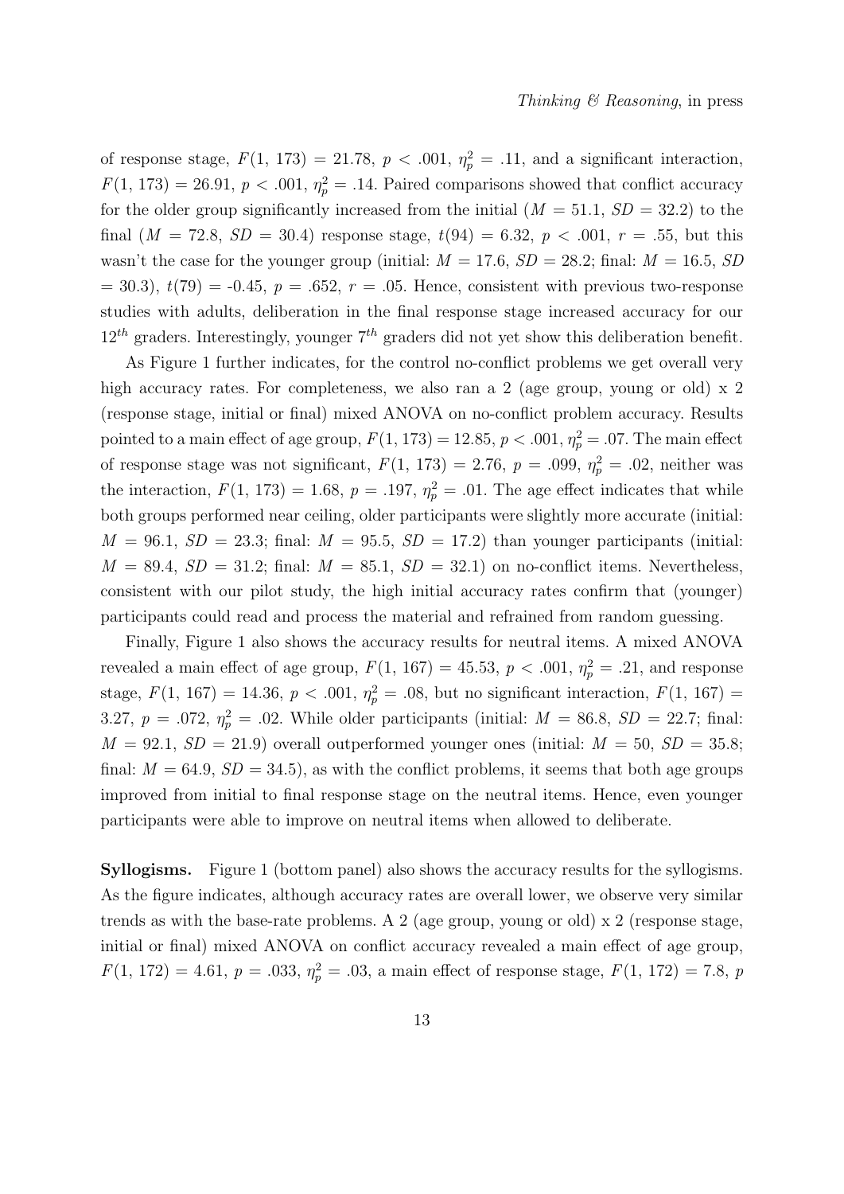of response stage, $F(1, 173) = 21.78$, $p < .001$, $\eta_p^2 = .11$, and a significant interaction, $F(1, 173) = 26.91$, $p < .001$, $\eta_p^2 = .14$. Paired comparisons showed that conflict accuracy for the older group significantly increased from the initial ($M = 51.1$, $SD = 32.2$) to the final ($M = 72.8$, $SD = 30.4$) response stage, $t(94) = 6.32$, $p < .001$, $r = .55$, but this wasn't the case for the younger group (initial: $M = 17.6$, $SD = 28.2$; final: $M = 16.5$, $SD = 30.3$), $t(79) = -0.45$, $p = .652$, $r = .05$. Hence, consistent with previous two-response studies with adults, deliberation in the final response stage increased accuracy for our $12^{th}$ graders. Interestingly, younger $7^{th}$ graders did not yet show this deliberation benefit.

As Figure 1 further indicates, for the control no-conflict problems we get overall very high accuracy rates. For completeness, we also ran a 2 (age group, young or old) x 2 (response stage, initial or final) mixed ANOVA on no-conflict problem accuracy. Results pointed to a main effect of age group, $F(1, 173) = 12.85$, $p < .001$, $\eta_p^2 = .07$. The main effect of response stage was not significant, $F(1, 173) = 2.76$, $p = .099$, $\eta_p^2 = .02$, neither was the interaction, $F(1, 173) = 1.68$, $p = .197$, $\eta_p^2 = .01$. The age effect indicates that while both groups performed near ceiling, older participants were slightly more accurate (initial: $M = 96.1$, $SD = 23.3$; final: $M = 95.5$, $SD = 17.2$) than younger participants (initial: $M = 89.4$, $SD = 31.2$; final: $M = 85.1$, $SD = 32.1$) on no-conflict items. Nevertheless, consistent with our pilot study, the high initial accuracy rates confirm that (younger) participants could read and process the material and refrained from random guessing.

Finally, Figure 1 also shows the accuracy results for neutral items. A mixed ANOVA revealed a main effect of age group, $F(1, 167) = 45.53$, $p < .001$, $\eta_p^2 = .21$, and response stage, $F(1, 167) = 14.36$, $p < .001$, $\eta_p^2 = .08$, but no significant interaction, $F(1, 167) = 3.27$, $p = .072$, $\eta_p^2 = .02$. While older participants (initial: $M = 86.8$, $SD = 22.7$; final: $M = 92.1$, $SD = 21.9$) overall outperformed younger ones (initial: $M = 50$, $SD = 35.8$; final: $M = 64.9$, $SD = 34.5$), as with the conflict problems, it seems that both age groups improved from initial to final response stage on the neutral items. Hence, even younger participants were able to improve on neutral items when allowed to deliberate.

**Syllogisms.** Figure 1 (bottom panel) also shows the accuracy results for the syllogisms. As the figure indicates, although accuracy rates are overall lower, we observe very similar trends as with the base-rate problems. A 2 (age group, young or old) x 2 (response stage, initial or final) mixed ANOVA on conflict accuracy revealed a main effect of age group, $F(1, 172) = 4.61$, $p = .033$, $\eta_p^2 = .03$, a main effect of response stage, $F(1, 172) = 7.8$, $p$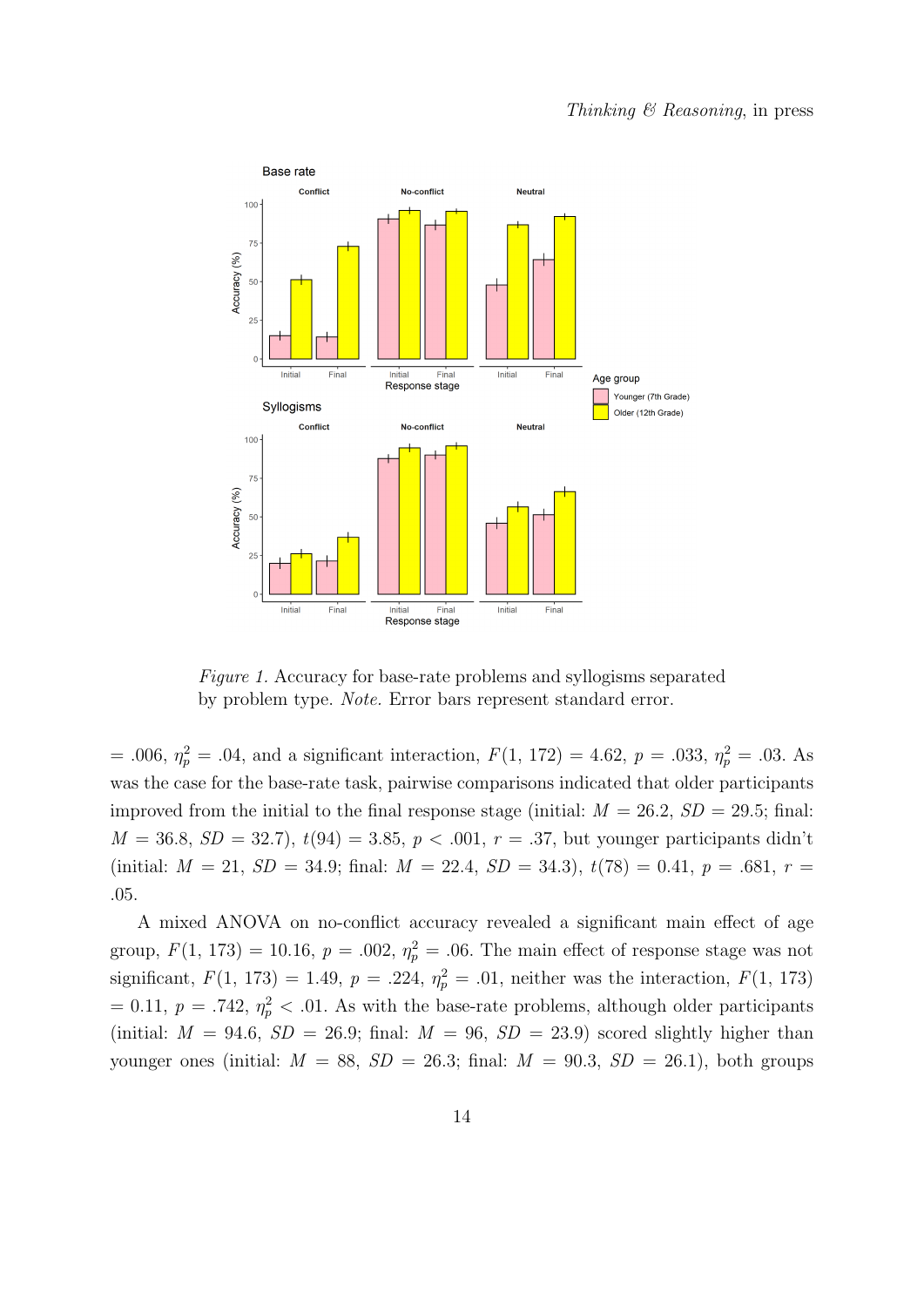*Figure 1.* Accuracy for base-rate problems and syllogisms separated by problem type. *Note.* Error bars represent standard error.

= .006, $\eta_p^2$ = .04, and a significant interaction, $F(1, 172) = 4.62$, $p = .033$, $\eta_p^2 = .03$. As was the case for the base-rate task, pairwise comparisons indicated that older participants improved from the initial to the final response stage (initial: $M = 26.2$, $SD = 29.5$; final: $M = 36.8$, $SD = 32.7$), $t(94) = 3.85$, $p < .001$, $r = .37$, but younger participants didn't (initial: $M = 21$, $SD = 34.9$; final: $M = 22.4$, $SD = 34.3$), $t(78) = 0.41$, $p = .681$, $r = .05$.

A mixed ANOVA on no-conflict accuracy revealed a significant main effect of age group, $F(1, 173) = 10.16$, $p = .002$, $\eta_p^2 = .06$. The main effect of response stage was not significant, $F(1, 173) = 1.49$, $p = .224$, $\eta_p^2 = .01$, neither was the interaction, $F(1, 173) = 0.11$, $p = .742$, $\eta_p^2 < .01$. As with the base-rate problems, although older participants (initial: $M = 94.6$, $SD = 26.9$; final: $M = 96$, $SD = 23.9$) scored slightly higher than younger ones (initial: $M = 88$, $SD = 26.3$; final: $M = 90.3$, $SD = 26.1$), both groups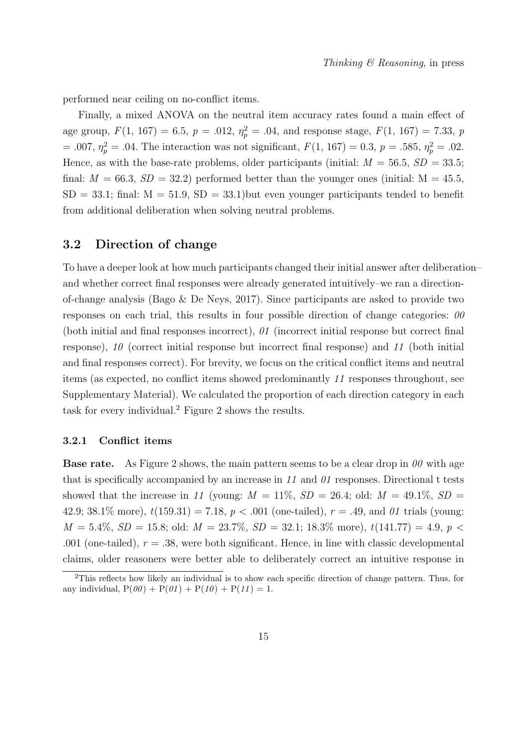performed near ceiling on no-conflict items.

Finally, a mixed ANOVA on the neutral item accuracy rates found a main effect of age group, $F(1, 167) = 6.5$, $p = .012$, $\eta_p^2 = .04$, and response stage, $F(1, 167) = 7.33$, $p = .007$, $\eta_p^2 = .04$. The interaction was not significant, $F(1, 167) = 0.3$, $p = .585$, $\eta_p^2 = .02$. Hence, as with the base-rate problems, older participants (initial: $M = 56.5$, $SD = 33.5$; final: $M = 66.3$, $SD = 32.2$) performed better than the younger ones (initial: M = 45.5, SD = 33.1; final: M = 51.9, SD = 33.1)but even younger participants tended to benefit from additional deliberation when solving neutral problems.

## 3.2 Direction of change

To have a deeper look at how much participants changed their initial answer after deliberation–and whether correct final responses were already generated intuitively–we ran a direction-of-change analysis (Bago & De Neys, 2017). Since participants are asked to provide two responses on each trial, this results in four possible direction of change categories: *00* (both initial and final responses incorrect), *01* (incorrect initial response but correct final response), *10* (correct initial response but incorrect final response) and *11* (both initial and final responses correct). For brevity, we focus on the critical conflict items and neutral items (as expected, no conflict items showed predominantly *11* responses throughout, see Supplementary Material). We calculated the proportion of each direction category in each task for every individual.[2] Figure 2 shows the results.

### 3.2.1 Conflict items

**Base rate.** As Figure 2 shows, the main pattern seems to be a clear drop in *00* with age that is specifically accompanied by an increase in *11* and *01* responses. Directional t tests showed that the increase in *11* (young: $M = 11\%$, $SD = 26.4$; old: $M = 49.1\%$, $SD = 42.9$; 38.1% more), $t(159.31) = 7.18$, $p < .001$ (one-tailed), $r = .49$, and *01* trials (young: $M = 5.4\%$, $SD = 15.8$; old: $M = 23.7\%$, $SD = 32.1$; 18.3% more), $t(141.77) = 4.9$, $p < .001$ (one-tailed), $r = .38$, were both significant. Hence, in line with classic developmental claims, older reasoners were better able to deliberately correct an intuitive response in

[2] This reflects how likely an individual is to show each specific direction of change pattern. Thus, for any individual, P(*00*) + P(*01*) + P(*10*) + P(*11*) = 1.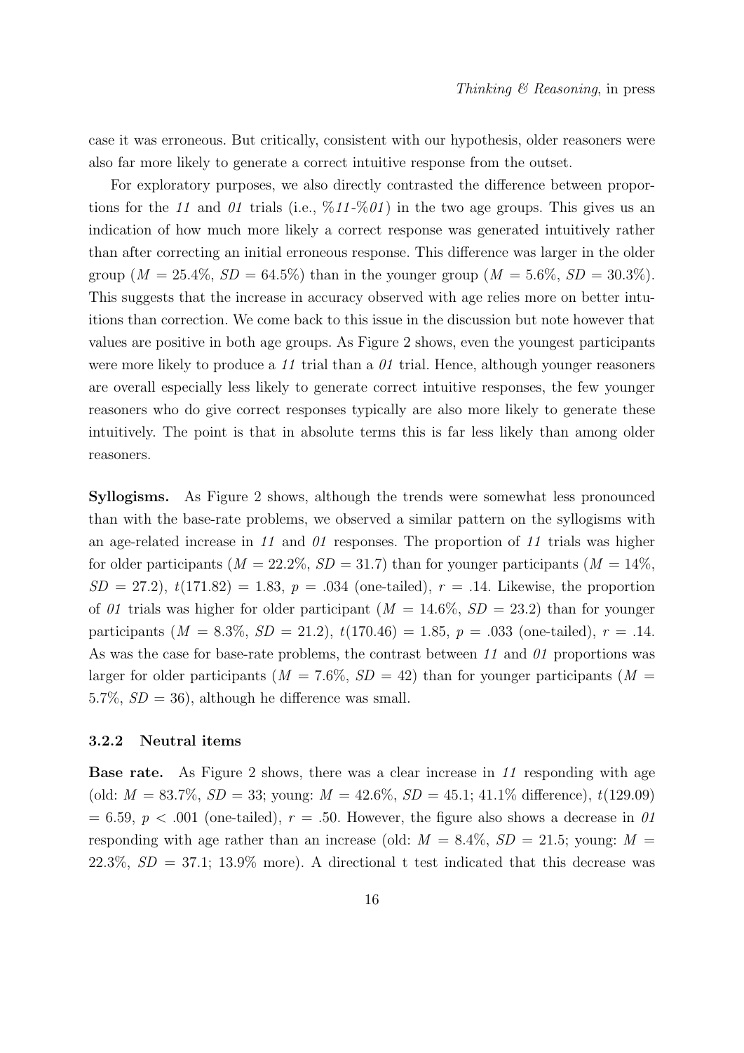case it was erroneous. But critically, consistent with our hypothesis, older reasoners were also far more likely to generate a correct intuitive response from the outset.

For exploratory purposes, we also directly contrasted the difference between proportions for the *11* and *01* trials (i.e., %*11*-%*01*) in the two age groups. This gives us an indication of how much more likely a correct response was generated intuitively rather than after correcting an initial erroneous response. This difference was larger in the older group ($M$ = 25.4%, $SD$ = 64.5%) than in the younger group ($M$ = 5.6%, $SD$ = 30.3%). This suggests that the increase in accuracy observed with age relies more on better intuitions than correction. We come back to this issue in the discussion but note however that values are positive in both age groups. As Figure 2 shows, even the youngest participants were more likely to produce a *11* trial than a *01* trial. Hence, although younger reasoners are overall especially less likely to generate correct intuitive responses, the few younger reasoners who do give correct responses typically are also more likely to generate these intuitively. The point is that in absolute terms this is far less likely than among older reasoners.

**Syllogisms.** As Figure 2 shows, although the trends were somewhat less pronounced than with the base-rate problems, we observed a similar pattern on the syllogisms with an age-related increase in *11* and *01* responses. The proportion of *11* trials was higher for older participants ($M$ = 22.2%, $SD$ = 31.7) than for younger participants ($M$ = 14%, $SD$ = 27.2), $t(171.82) = 1.83$, $p = .034$ (one-tailed), $r = .14$. Likewise, the proportion of *01* trials was higher for older participant ($M$ = 14.6%, $SD$ = 23.2) than for younger participants ($M$ = 8.3%, $SD$ = 21.2), $t(170.46) = 1.85$, $p = .033$ (one-tailed), $r = .14$. As was the case for base-rate problems, the contrast between *11* and *01* proportions was larger for older participants ($M$ = 7.6%, $SD$ = 42) than for younger participants ($M$ = 5.7%, $SD$ = 36), although he difference was small.

### 3.2.2 Neutral items

**Base rate.** As Figure 2 shows, there was a clear increase in *11* responding with age (old: $M$ = 83.7%, $SD$ = 33; young: $M$ = 42.6%, $SD$ = 45.1; 41.1% difference), $t(129.09) = 6.59$, $p < .001$ (one-tailed), $r = .50$. However, the figure also shows a decrease in *01* responding with age rather than an increase (old: $M$ = 8.4%, $SD$ = 21.5; young: $M$ = 22.3%, $SD$ = 37.1; 13.9% more). A directional t test indicated that this decrease was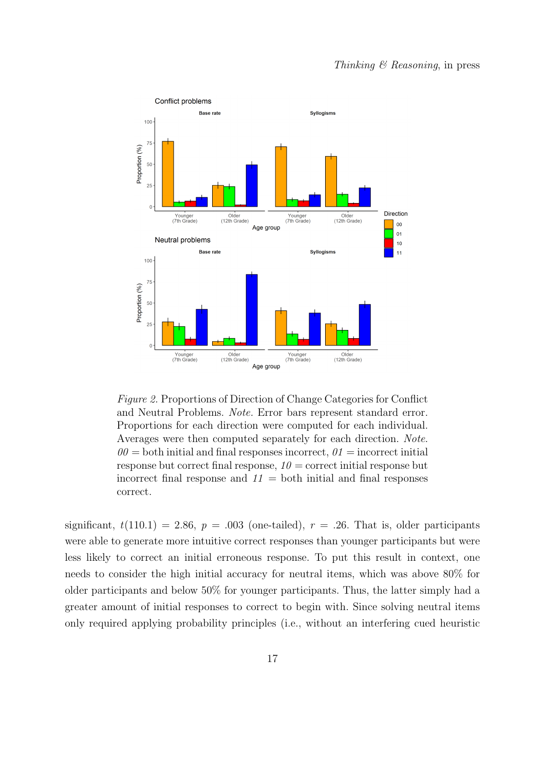*Figure 2*. Proportions of Direction of Change Categories for Conflict and Neutral Problems. *Note*. Error bars represent standard error. Proportions for each direction were computed for each individual. Averages were then computed separately for each direction. *Note*. *00* = both initial and final responses incorrect, *01* = incorrect initial response but correct final response, *10* = correct initial response but incorrect final response and *11* = both initial and final responses correct.

significant, $t(110.1) = 2.86$, $p = .003$ (one-tailed), $r = .26$. That is, older participants were able to generate more intuitive correct responses than younger participants but were less likely to correct an initial erroneous response. To put this result in context, one needs to consider the high initial accuracy for neutral items, which was above 80% for older participants and below 50% for younger participants. Thus, the latter simply had a greater amount of initial responses to correct to begin with. Since solving neutral items only required applying probability principles (i.e., without an interfering cued heuristic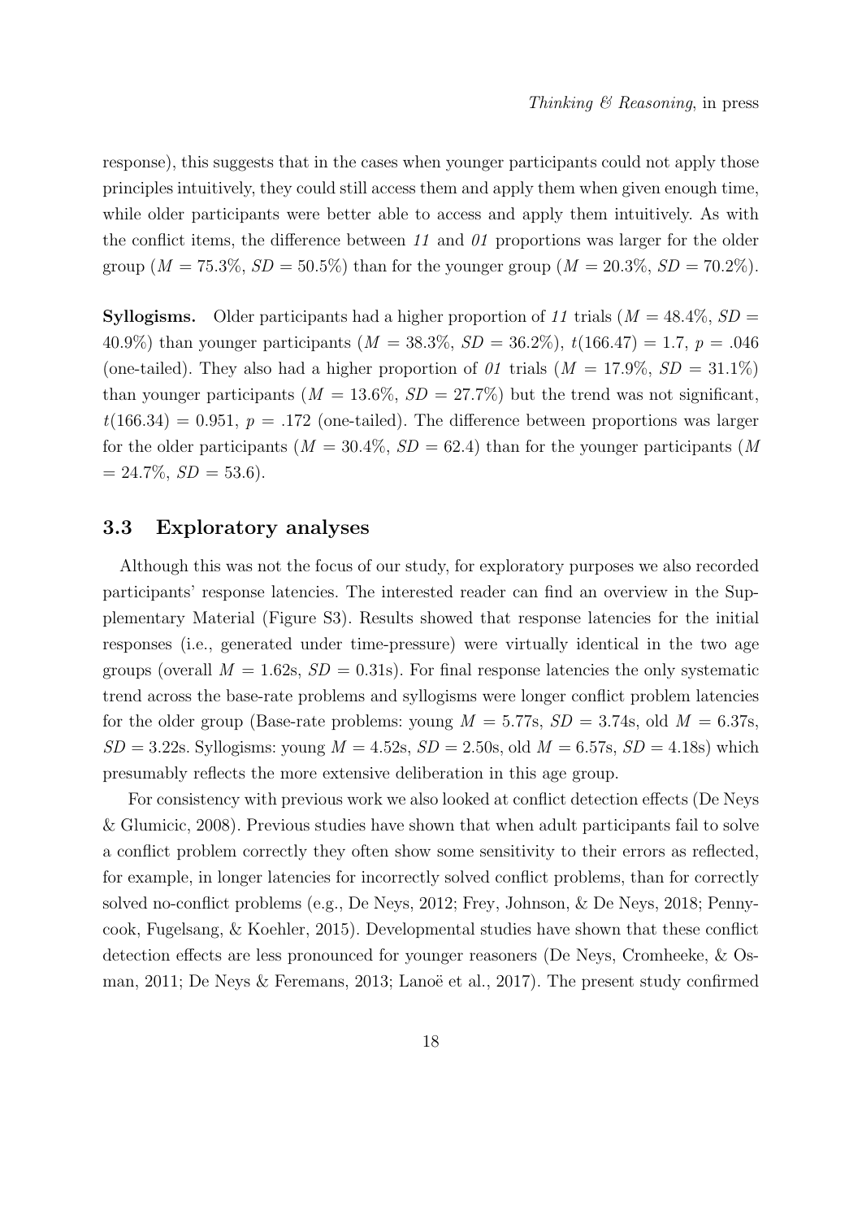response), this suggests that in the cases when younger participants could not apply those principles intuitively, they could still access them and apply them when given enough time, while older participants were better able to access and apply them intuitively. As with the conflict items, the difference between *11* and *01* proportions was larger for the older group ($M$ = 75.3%, $SD$ = 50.5%) than for the younger group ($M$ = 20.3%, $SD$ = 70.2%).

**Syllogisms.** Older participants had a higher proportion of *11* trials ($M$ = 48.4%, $SD$ = 40.9%) than younger participants ($M$ = 38.3%, $SD$ = 36.2%), $t(166.47) = 1.7$, $p = .046$ (one-tailed). They also had a higher proportion of *01* trials ($M$ = 17.9%, $SD$ = 31.1%) than younger participants ($M$ = 13.6%, $SD$ = 27.7%) but the trend was not significant, $t(166.34) = 0.951$, $p = .172$ (one-tailed). The difference between proportions was larger for the older participants ($M$ = 30.4%, $SD$ = 62.4) than for the younger participants ($M$ = 24.7%, $SD$ = 53.6).

## 3.3 Exploratory analyses

Although this was not the focus of our study, for exploratory purposes we also recorded participants' response latencies. The interested reader can find an overview in the Supplementary Material (Figure S3). Results showed that response latencies for the initial responses (i.e., generated under time-pressure) were virtually identical in the two age groups (overall $M$ = 1.62s, $SD$ = 0.31s). For final response latencies the only systematic trend across the base-rate problems and syllogisms were longer conflict problem latencies for the older group (Base-rate problems: young $M$ = 5.77s, $SD$ = 3.74s, old $M$ = 6.37s, $SD$ = 3.22s. Syllogisms: young $M$ = 4.52s, $SD$ = 2.50s, old $M$ = 6.57s, $SD$ = 4.18s) which presumably reflects the more extensive deliberation in this age group.

For consistency with previous work we also looked at conflict detection effects (De Neys & Glumicic, 2008). Previous studies have shown that when adult participants fail to solve a conflict problem correctly they often show some sensitivity to their errors as reflected, for example, in longer latencies for incorrectly solved conflict problems, than for correctly solved no-conflict problems (e.g., De Neys, 2012; Frey, Johnson, & De Neys, 2018; Pennycook, Fugelsang, & Koehler, 2015). Developmental studies have shown that these conflict detection effects are less pronounced for younger reasoners (De Neys, Cromheeke, & Osman, 2011; De Neys & Feremans, 2013; Lanoë et al., 2017). The present study confirmed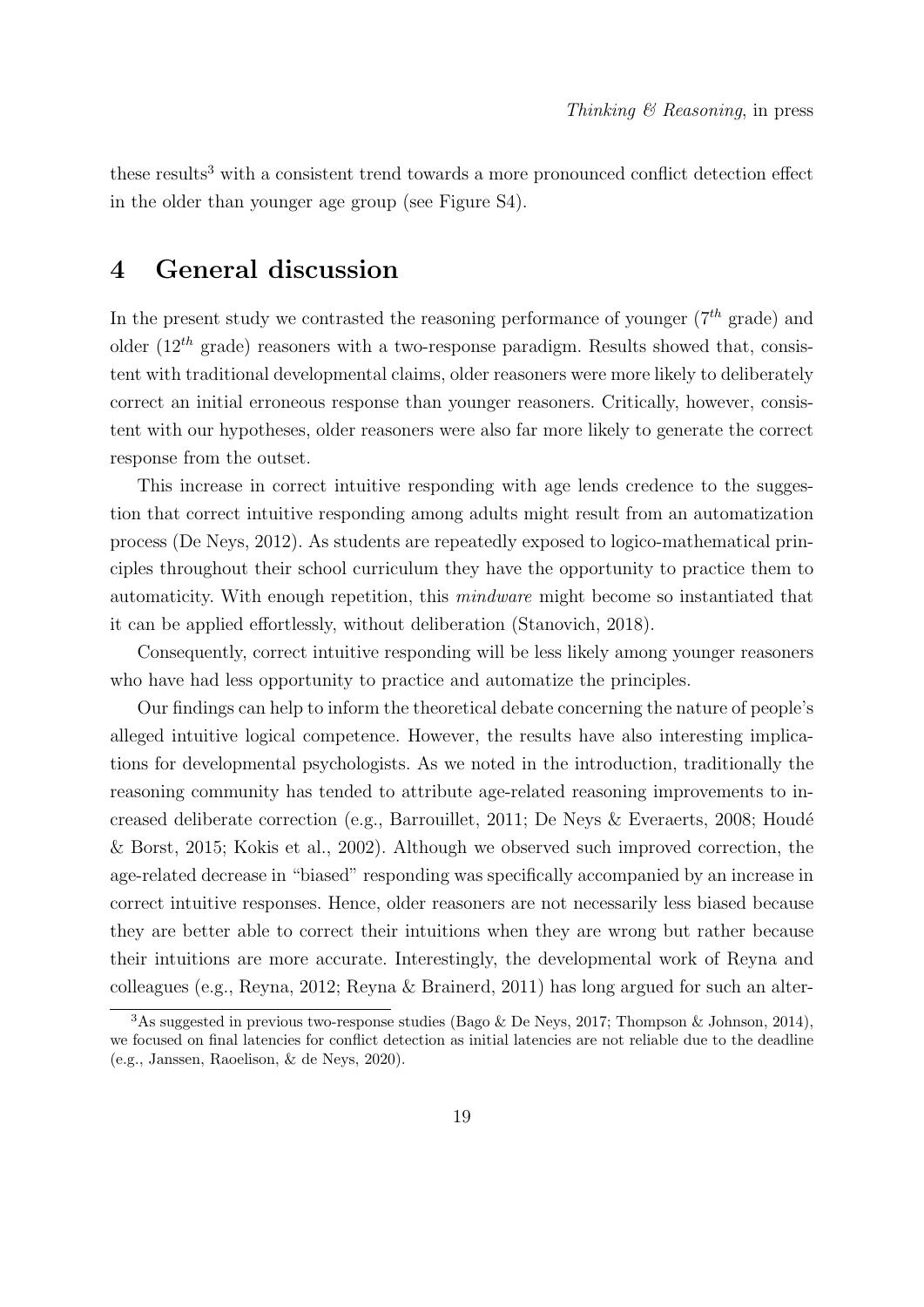these results[3] with a consistent trend towards a more pronounced conflict detection effect in the older than younger age group (see Figure S4).

# 4 General discussion

In the present study we contrasted the reasoning performance of younger ($7^{th}$ grade) and older ($12^{th}$ grade) reasoners with a two-response paradigm. Results showed that, consistent with traditional developmental claims, older reasoners were more likely to deliberately correct an initial erroneous response than younger reasoners. Critically, however, consistent with our hypotheses, older reasoners were also far more likely to generate the correct response from the outset.

This increase in correct intuitive responding with age lends credence to the suggestion that correct intuitive responding among adults might result from an automatization process (De Neys, 2012). As students are repeatedly exposed to logico-mathematical principles throughout their school curriculum they have the opportunity to practice them to automaticity. With enough repetition, this *mindware* might become so instantiated that it can be applied effortlessly, without deliberation (Stanovich, 2018).

Consequently, correct intuitive responding will be less likely among younger reasoners who have had less opportunity to practice and automatize the principles.

Our findings can help to inform the theoretical debate concerning the nature of people's alleged intuitive logical competence. However, the results have also interesting implications for developmental psychologists. As we noted in the introduction, traditionally the reasoning community has tended to attribute age-related reasoning improvements to increased deliberate correction (e.g., Barrouillet, 2011; De Neys & Everaerts, 2008; Houdé & Borst, 2015; Kokis et al., 2002). Although we observed such improved correction, the age-related decrease in "biased" responding was specifically accompanied by an increase in correct intuitive responses. Hence, older reasoners are not necessarily less biased because they are better able to correct their intuitions when they are wrong but rather because their intuitions are more accurate. Interestingly, the developmental work of Reyna and colleagues (e.g., Reyna, 2012; Reyna & Brainerd, 2011) has long argued for such an alter-

[3] As suggested in previous two-response studies (Bago & De Neys, 2017; Thompson & Johnson, 2014), we focused on final latencies for conflict detection as initial latencies are not reliable due to the deadline (e.g., Janssen, Raoelison, & de Neys, 2020).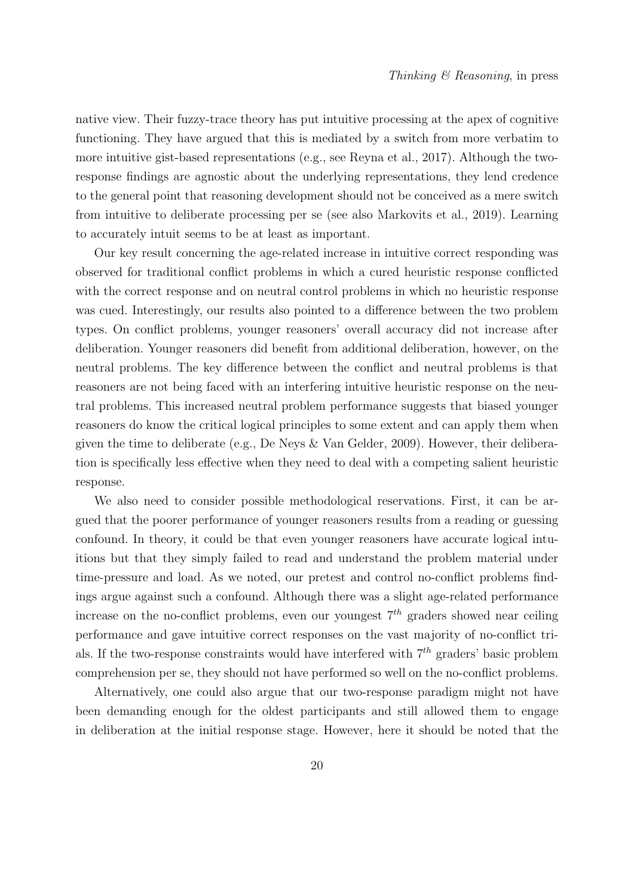native view. Their fuzzy-trace theory has put intuitive processing at the apex of cognitive functioning. They have argued that this is mediated by a switch from more verbatim to more intuitive gist-based representations (e.g., see Reyna et al., 2017). Although the two-response findings are agnostic about the underlying representations, they lend credence to the general point that reasoning development should not be conceived as a mere switch from intuitive to deliberate processing per se (see also Markovits et al., 2019). Learning to accurately intuit seems to be at least as important.

Our key result concerning the age-related increase in intuitive correct responding was observed for traditional conflict problems in which a cured heuristic response conflicted with the correct response and on neutral control problems in which no heuristic response was cued. Interestingly, our results also pointed to a difference between the two problem types. On conflict problems, younger reasoners' overall accuracy did not increase after deliberation. Younger reasoners did benefit from additional deliberation, however, on the neutral problems. The key difference between the conflict and neutral problems is that reasoners are not being faced with an interfering intuitive heuristic response on the neutral problems. This increased neutral problem performance suggests that biased younger reasoners do know the critical logical principles to some extent and can apply them when given the time to deliberate (e.g., De Neys & Van Gelder, 2009). However, their deliberation is specifically less effective when they need to deal with a competing salient heuristic response.

We also need to consider possible methodological reservations. First, it can be argued that the poorer performance of younger reasoners results from a reading or guessing confound. In theory, it could be that even younger reasoners have accurate logical intuitions but that they simply failed to read and understand the problem material under time-pressure and load. As we noted, our pretest and control no-conflict problems findings argue against such a confound. Although there was a slight age-related performance increase on the no-conflict problems, even our youngest $7^{th}$ graders showed near ceiling performance and gave intuitive correct responses on the vast majority of no-conflict trials. If the two-response constraints would have interfered with $7^{th}$ graders' basic problem comprehension per se, they should not have performed so well on the no-conflict problems.

Alternatively, one could also argue that our two-response paradigm might not have been demanding enough for the oldest participants and still allowed them to engage in deliberation at the initial response stage. However, here it should be noted that the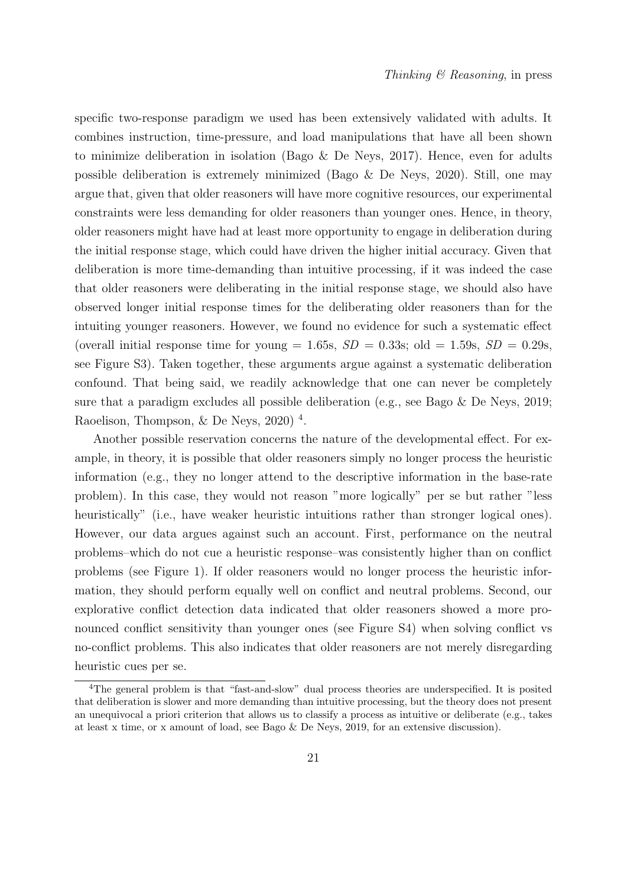specific two-response paradigm we used has been extensively validated with adults. It combines instruction, time-pressure, and load manipulations that have all been shown to minimize deliberation in isolation (Bago & De Neys, 2017). Hence, even for adults possible deliberation is extremely minimized (Bago & De Neys, 2020). Still, one may argue that, given that older reasoners will have more cognitive resources, our experimental constraints were less demanding for older reasoners than younger ones. Hence, in theory, older reasoners might have had at least more opportunity to engage in deliberation during the initial response stage, which could have driven the higher initial accuracy. Given that deliberation is more time-demanding than intuitive processing, if it was indeed the case that older reasoners were deliberating in the initial response stage, we should also have observed longer initial response times for the deliberating older reasoners than for the intuiting younger reasoners. However, we found no evidence for such a systematic effect (overall initial response time for young = 1.65s, $SD$ = 0.33s; old = 1.59s, $SD$ = 0.29s, see Figure S3). Taken together, these arguments argue against a systematic deliberation confound. That being said, we readily acknowledge that one can never be completely sure that a paradigm excludes all possible deliberation (e.g., see Bago & De Neys, 2019; Raoelison, Thompson, & De Neys, 2020) [4].

Another possible reservation concerns the nature of the developmental effect. For example, in theory, it is possible that older reasoners simply no longer process the heuristic information (e.g., they no longer attend to the descriptive information in the base-rate problem). In this case, they would not reason "more logically" per se but rather "less heuristically" (i.e., have weaker heuristic intuitions rather than stronger logical ones). However, our data argues against such an account. First, performance on the neutral problems–which do not cue a heuristic response–was consistently higher than on conflict problems (see Figure 1). If older reasoners would no longer process the heuristic information, they should perform equally well on conflict and neutral problems. Second, our explorative conflict detection data indicated that older reasoners showed a more pronounced conflict sensitivity than younger ones (see Figure S4) when solving conflict vs no-conflict problems. This also indicates that older reasoners are not merely disregarding heuristic cues per se.

[4] The general problem is that "fast-and-slow" dual process theories are underspecified. It is posited that deliberation is slower and more demanding than intuitive processing, but the theory does not present an unequivocal a priori criterion that allows us to classify a process as intuitive or deliberate (e.g., takes at least x time, or x amount of load, see Bago & De Neys, 2019, for an extensive discussion).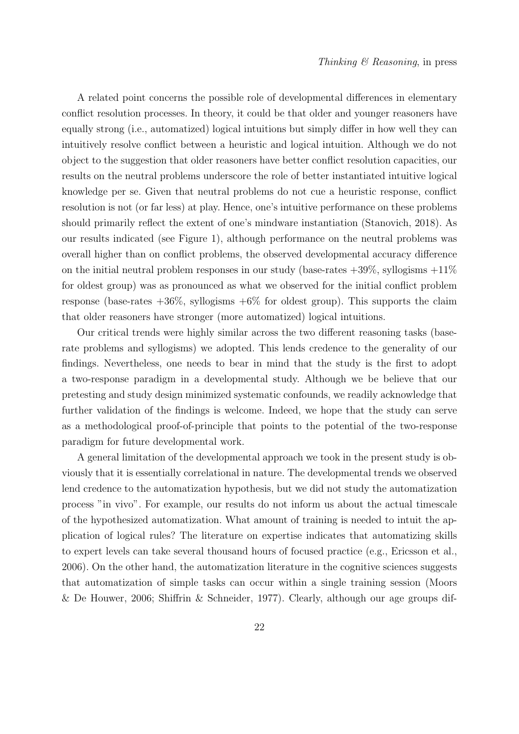A related point concerns the possible role of developmental differences in elementary conflict resolution processes. In theory, it could be that older and younger reasoners have equally strong (i.e., automatized) logical intuitions but simply differ in how well they can intuitively resolve conflict between a heuristic and logical intuition. Although we do not object to the suggestion that older reasoners have better conflict resolution capacities, our results on the neutral problems underscore the role of better instantiated intuitive logical knowledge per se. Given that neutral problems do not cue a heuristic response, conflict resolution is not (or far less) at play. Hence, one's intuitive performance on these problems should primarily reflect the extent of one's mindware instantiation (Stanovich, 2018). As our results indicated (see Figure 1), although performance on the neutral problems was overall higher than on conflict problems, the observed developmental accuracy difference on the initial neutral problem responses in our study (base-rates +39%, syllogisms +11% for oldest group) was as pronounced as what we observed for the initial conflict problem response (base-rates +36%, syllogisms +6% for oldest group). This supports the claim that older reasoners have stronger (more automatized) logical intuitions.

Our critical trends were highly similar across the two different reasoning tasks (base-rate problems and syllogisms) we adopted. This lends credence to the generality of our findings. Nevertheless, one needs to bear in mind that the study is the first to adopt a two-response paradigm in a developmental study. Although we be believe that our pretesting and study design minimized systematic confounds, we readily acknowledge that further validation of the findings is welcome. Indeed, we hope that the study can serve as a methodological proof-of-principle that points to the potential of the two-response paradigm for future developmental work.

A general limitation of the developmental approach we took in the present study is obviously that it is essentially correlational in nature. The developmental trends we observed lend credence to the automatization hypothesis, but we did not study the automatization process "in vivo". For example, our results do not inform us about the actual timescale of the hypothesized automatization. What amount of training is needed to intuit the application of logical rules? The literature on expertise indicates that automatizing skills to expert levels can take several thousand hours of focused practice (e.g., Ericsson et al., 2006). On the other hand, the automatization literature in the cognitive sciences suggests that automatization of simple tasks can occur within a single training session (Moors & De Houwer, 2006; Shiffrin & Schneider, 1977). Clearly, although our age groups dif-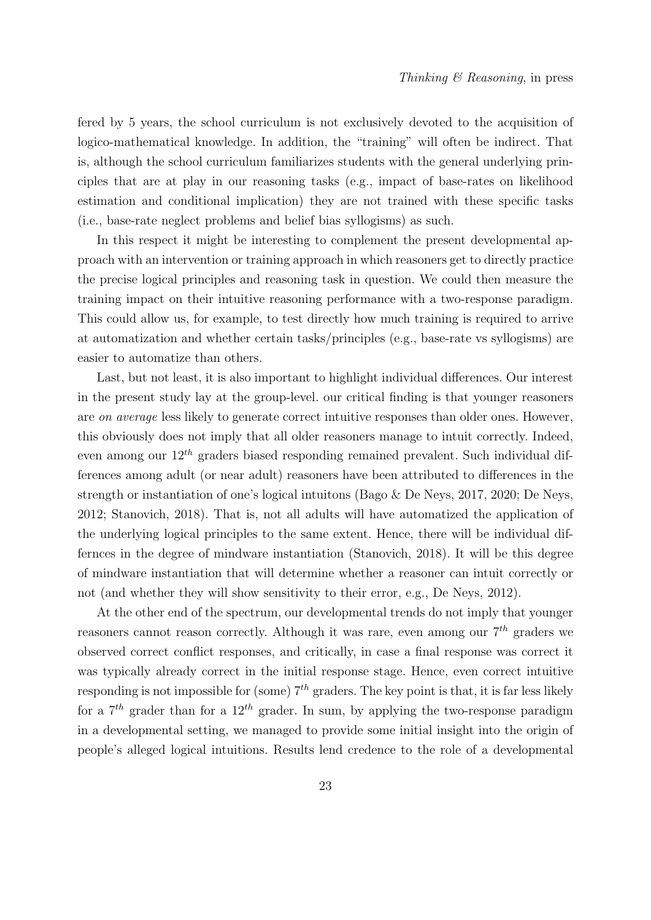fered by 5 years, the school curriculum is not exclusively devoted to the acquisition of logico-mathematical knowledge. In addition, the "training" will often be indirect. That is, although the school curriculum familiarizes students with the general underlying principles that are at play in our reasoning tasks (e.g., impact of base-rates on likelihood estimation and conditional implication) they are not trained with these specific tasks (i.e., base-rate neglect problems and belief bias syllogisms) as such.

In this respect it might be interesting to complement the present developmental approach with an intervention or training approach in which reasoners get to directly practice the precise logical principles and reasoning task in question. We could then measure the training impact on their intuitive reasoning performance with a two-response paradigm. This could allow us, for example, to test directly how much training is required to arrive at automatization and whether certain tasks/principles (e.g., base-rate vs syllogisms) are easier to automatize than others.

Last, but not least, it is also important to highlight individual differences. Our interest in the present study lay at the group-level. our critical finding is that younger reasoners are *on average* less likely to generate correct intuitive responses than older ones. However, this obviously does not imply that all older reasoners manage to intuit correctly. Indeed, even among our $12^{th}$ graders biased responding remained prevalent. Such individual differences among adult (or near adult) reasoners have been attributed to differences in the strength or instantiation of one's logical intuitons (Bago & De Neys, 2017, 2020; De Neys, 2012; Stanovich, 2018). That is, not all adults will have automatized the application of the underlying logical principles to the same extent. Hence, there will be individual differnces in the degree of mindware instantiation (Stanovich, 2018). It will be this degree of mindware instantiation that will determine whether a reasoner can intuit correctly or not (and whether they will show sensitivity to their error, e.g., De Neys, 2012).

At the other end of the spectrum, our developmental trends do not imply that younger reasoners cannot reason correctly. Although it was rare, even among our $7^{th}$ graders we observed correct conflict responses, and critically, in case a final response was correct it was typically already correct in the initial response stage. Hence, even correct intuitive responding is not impossible for (some) $7^{th}$ graders. The key point is that, it is far less likely for a $7^{th}$ grader than for a $12^{th}$ grader. In sum, by applying the two-response paradigm in a developmental setting, we managed to provide some initial insight into the origin of people's alleged logical intuitions. Results lend credence to the role of a developmental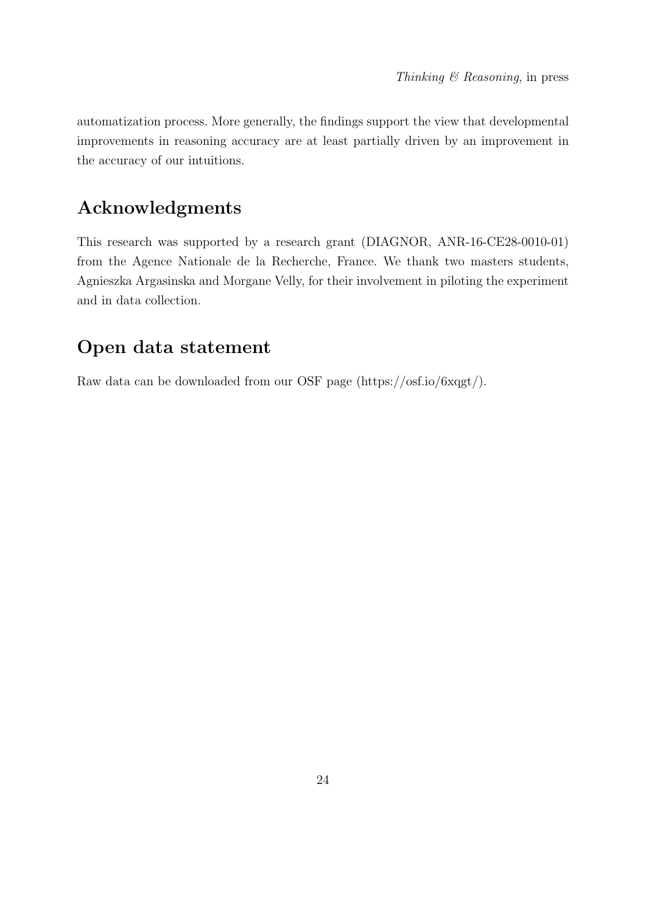automatization process. More generally, the findings support the view that developmental improvements in reasoning accuracy are at least partially driven by an improvement in the accuracy of our intuitions.

## Acknowledgments

This research was supported by a research grant (DIAGNOR, ANR-16-CE28-0010-01) from the Agence Nationale de la Recherche, France. We thank two masters students, Agnieszka Argasinska and Morgane Velly, for their involvement in piloting the experiment and in data collection.

## Open data statement

Raw data can be downloaded from our OSF page (https://osf.io/6xqgt/).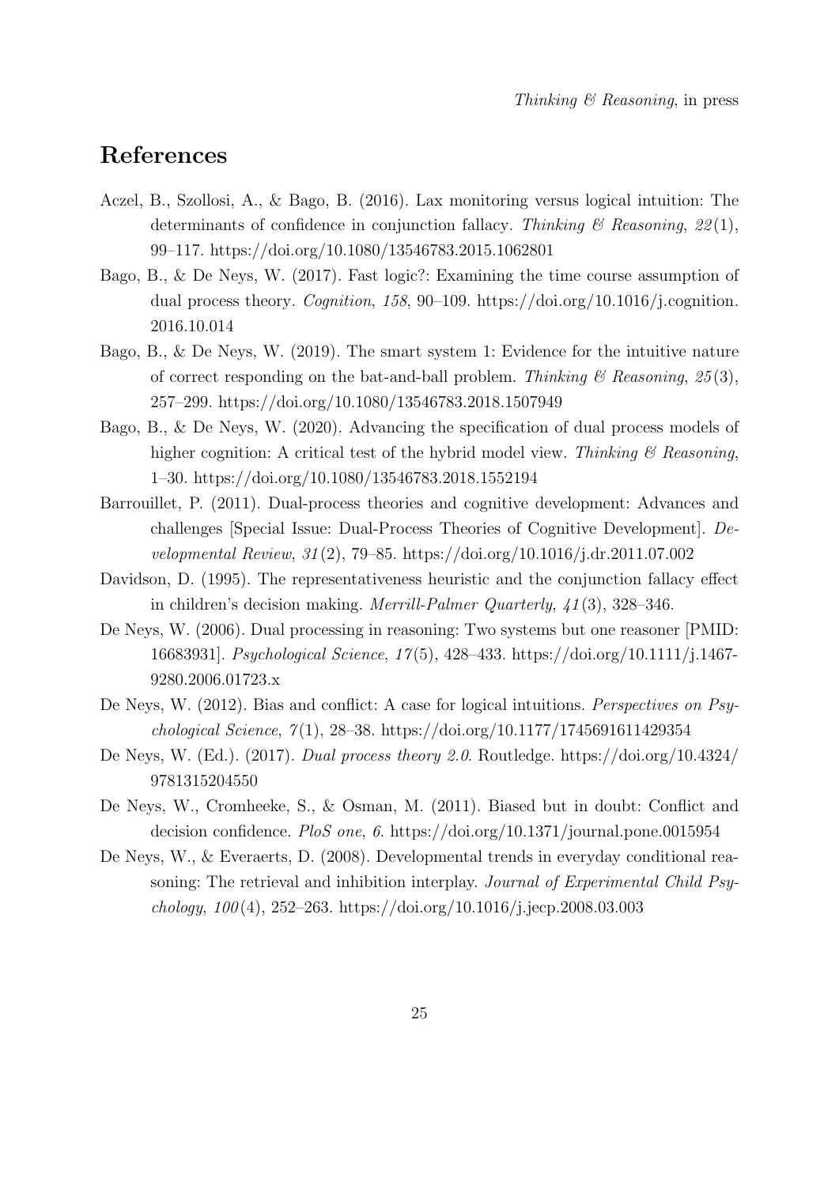# References

Aczel, B., Szollosi, A., & Bago, B. (2016). Lax monitoring versus logical intuition: The determinants of confidence in conjunction fallacy. *Thinking & Reasoning*, *22*(1), 99–117. https://doi.org/10.1080/13546783.2015.1062801

Bago, B., & De Neys, W. (2017). Fast logic?: Examining the time course assumption of dual process theory. *Cognition*, *158*, 90–109. https://doi.org/10.1016/j.cognition.2016.10.014

Bago, B., & De Neys, W. (2019). The smart system 1: Evidence for the intuitive nature of correct responding on the bat-and-ball problem. *Thinking & Reasoning*, *25*(3), 257–299. https://doi.org/10.1080/13546783.2018.1507949

Bago, B., & De Neys, W. (2020). Advancing the specification of dual process models of higher cognition: A critical test of the hybrid model view. *Thinking & Reasoning*, 1–30. https://doi.org/10.1080/13546783.2018.1552194

Barrouillet, P. (2011). Dual-process theories and cognitive development: Advances and challenges [Special Issue: Dual-Process Theories of Cognitive Development]. *Developmental Review*, *31*(2), 79–85. https://doi.org/10.1016/j.dr.2011.07.002

Davidson, D. (1995). The representativeness heuristic and the conjunction fallacy effect in children's decision making. *Merrill-Palmer Quarterly*, *41*(3), 328–346.

De Neys, W. (2006). Dual processing in reasoning: Two systems but one reasoner [PMID: 16683931]. *Psychological Science*, *17*(5), 428–433. https://doi.org/10.1111/j.1467-9280.2006.01723.x

De Neys, W. (2012). Bias and conflict: A case for logical intuitions. *Perspectives on Psychological Science*, *7*(1), 28–38. https://doi.org/10.1177/1745691611429354

De Neys, W. (Ed.). (2017). *Dual process theory 2.0*. Routledge. https://doi.org/10.4324/9781315204550

De Neys, W., Cromheeke, S., & Osman, M. (2011). Biased but in doubt: Conflict and decision confidence. *PloS one*, *6*. https://doi.org/10.1371/journal.pone.0015954

De Neys, W., & Everaerts, D. (2008). Developmental trends in everyday conditional reasoning: The retrieval and inhibition interplay. *Journal of Experimental Child Psychology*, *100*(4), 252–263. https://doi.org/10.1016/j.jecp.2008.03.003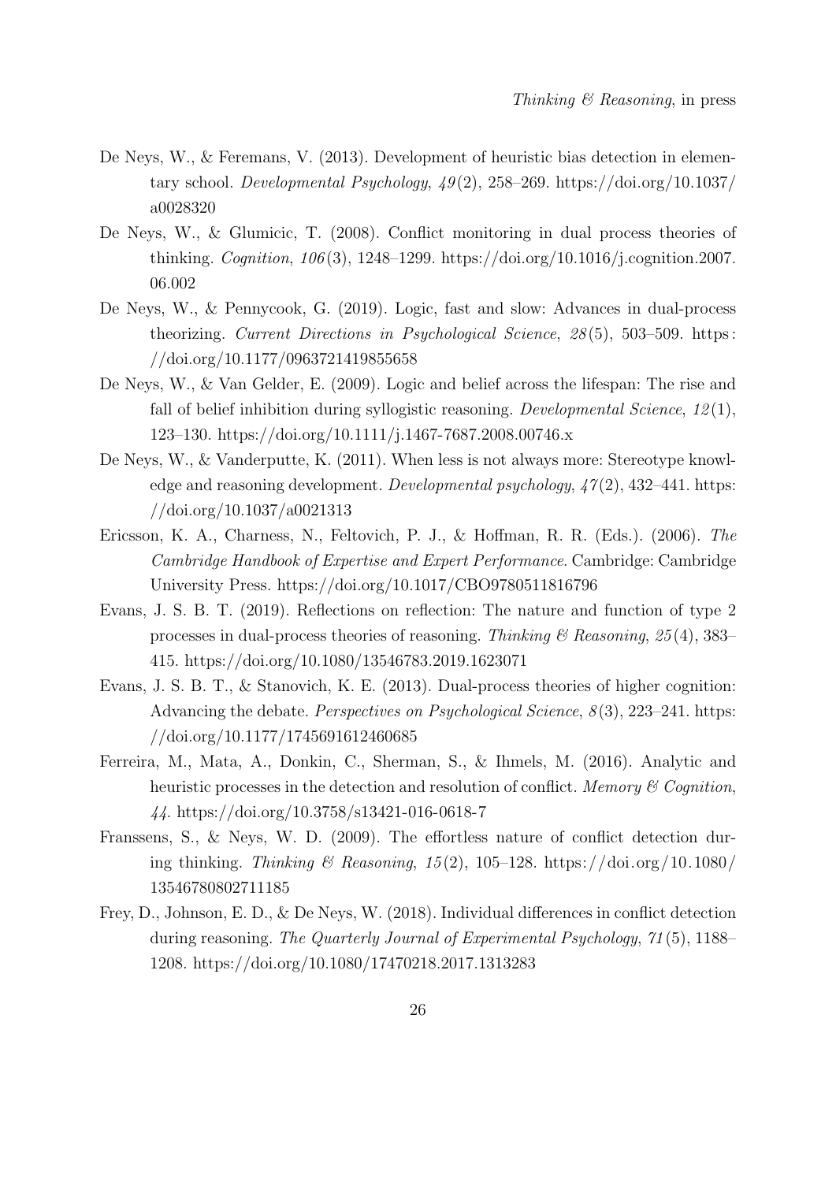De Neys, W., & Feremans, V. (2013). Development of heuristic bias detection in elementary school. *Developmental Psychology*, *49*(2), 258–269. https://doi.org/10.1037/a0028320

De Neys, W., & Glumicic, T. (2008). Conflict monitoring in dual process theories of thinking. *Cognition*, *106*(3), 1248–1299. https://doi.org/10.1016/j.cognition.2007.06.002

De Neys, W., & Pennycook, G. (2019). Logic, fast and slow: Advances in dual-process theorizing. *Current Directions in Psychological Science*, *28*(5), 503–509. https://doi.org/10.1177/0963721419855658

De Neys, W., & Van Gelder, E. (2009). Logic and belief across the lifespan: The rise and fall of belief inhibition during syllogistic reasoning. *Developmental Science*, *12*(1), 123–130. https://doi.org/10.1111/j.1467-7687.2008.00746.x

De Neys, W., & Vanderputte, K. (2011). When less is not always more: Stereotype knowledge and reasoning development. *Developmental psychology*, *47*(2), 432–441. https://doi.org/10.1037/a0021313

Ericsson, K. A., Charness, N., Feltovich, P. J., & Hoffman, R. R. (Eds.). (2006). *The Cambridge Handbook of Expertise and Expert Performance*. Cambridge: Cambridge University Press. https://doi.org/10.1017/CBO9780511816796

Evans, J. S. B. T. (2019). Reflections on reflection: The nature and function of type 2 processes in dual-process theories of reasoning. *Thinking & Reasoning*, *25*(4), 383–415. https://doi.org/10.1080/13546783.2019.1623071

Evans, J. S. B. T., & Stanovich, K. E. (2013). Dual-process theories of higher cognition: Advancing the debate. *Perspectives on Psychological Science*, *8*(3), 223–241. https://doi.org/10.1177/1745691612460685

Ferreira, M., Mata, A., Donkin, C., Sherman, S., & Ihmels, M. (2016). Analytic and heuristic processes in the detection and resolution of conflict. *Memory & Cognition*, *44*. https://doi.org/10.3758/s13421-016-0618-7

Franssens, S., & Neys, W. D. (2009). The effortless nature of conflict detection during thinking. *Thinking & Reasoning*, *15*(2), 105–128. https://doi.org/10.1080/13546780802711185

Frey, D., Johnson, E. D., & De Neys, W. (2018). Individual differences in conflict detection during reasoning. *The Quarterly Journal of Experimental Psychology*, *71*(5), 1188–1208. https://doi.org/10.1080/17470218.2017.1313283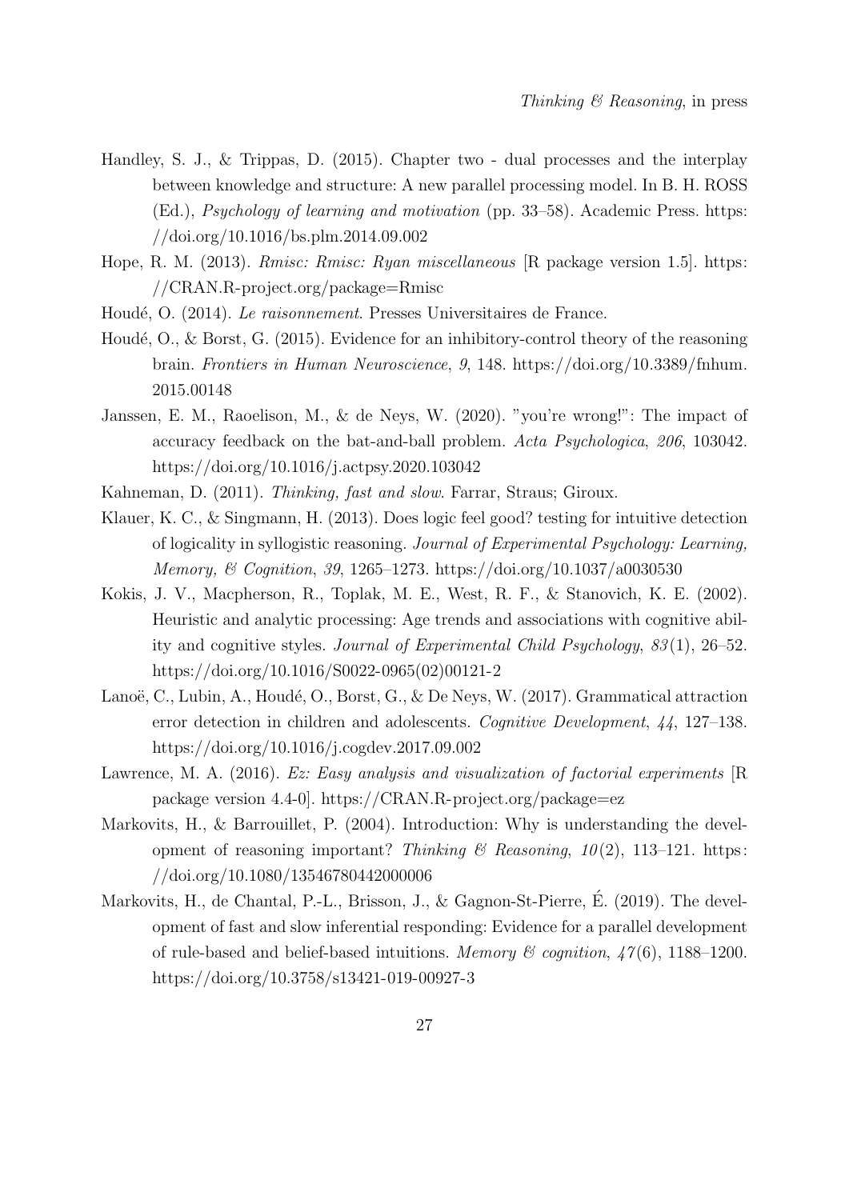Handley, S. J., & Trippas, D. (2015). Chapter two - dual processes and the interplay between knowledge and structure: A new parallel processing model. In B. H. ROSS (Ed.), *Psychology of learning and motivation* (pp. 33–58). Academic Press. https://doi.org/10.1016/bs.plm.2014.09.002

Hope, R. M. (2013). *Rmisc: Rmisc: Ryan miscellaneous* [R package version 1.5]. https://CRAN.R-project.org/package=Rmisc

Houdé, O. (2014). *Le raisonnement*. Presses Universitaires de France.

Houdé, O., & Borst, G. (2015). Evidence for an inhibitory-control theory of the reasoning brain. *Frontiers in Human Neuroscience*, *9*, 148. https://doi.org/10.3389/fnhum.2015.00148

Janssen, E. M., Raoelison, M., & de Neys, W. (2020). "you're wrong!": The impact of accuracy feedback on the bat-and-ball problem. *Acta Psychologica*, *206*, 103042. https://doi.org/10.1016/j.actpsy.2020.103042

Kahneman, D. (2011). *Thinking, fast and slow*. Farrar, Straus; Giroux.

Klauer, K. C., & Singmann, H. (2013). Does logic feel good? testing for intuitive detection of logicality in syllogistic reasoning. *Journal of Experimental Psychology: Learning, Memory, & Cognition*, *39*, 1265–1273. https://doi.org/10.1037/a0030530

Kokis, J. V., Macpherson, R., Toplak, M. E., West, R. F., & Stanovich, K. E. (2002). Heuristic and analytic processing: Age trends and associations with cognitive ability and cognitive styles. *Journal of Experimental Child Psychology*, *83*(1), 26–52. https://doi.org/10.1016/S0022-0965(02)00121-2

Lanoë, C., Lubin, A., Houdé, O., Borst, G., & De Neys, W. (2017). Grammatical attraction error detection in children and adolescents. *Cognitive Development*, *44*, 127–138. https://doi.org/10.1016/j.cogdev.2017.09.002

Lawrence, M. A. (2016). *Ez: Easy analysis and visualization of factorial experiments* [R package version 4.4-0]. https://CRAN.R-project.org/package=ez

Markovits, H., & Barrouillet, P. (2004). Introduction: Why is understanding the development of reasoning important? *Thinking & Reasoning*, *10*(2), 113–121. https://doi.org/10.1080/13546780442000006

Markovits, H., de Chantal, P.-L., Brisson, J., & Gagnon-St-Pierre, É. (2019). The development of fast and slow inferential responding: Evidence for a parallel development of rule-based and belief-based intuitions. *Memory & cognition*, *47*(6), 1188–1200. https://doi.org/10.3758/s13421-019-00927-3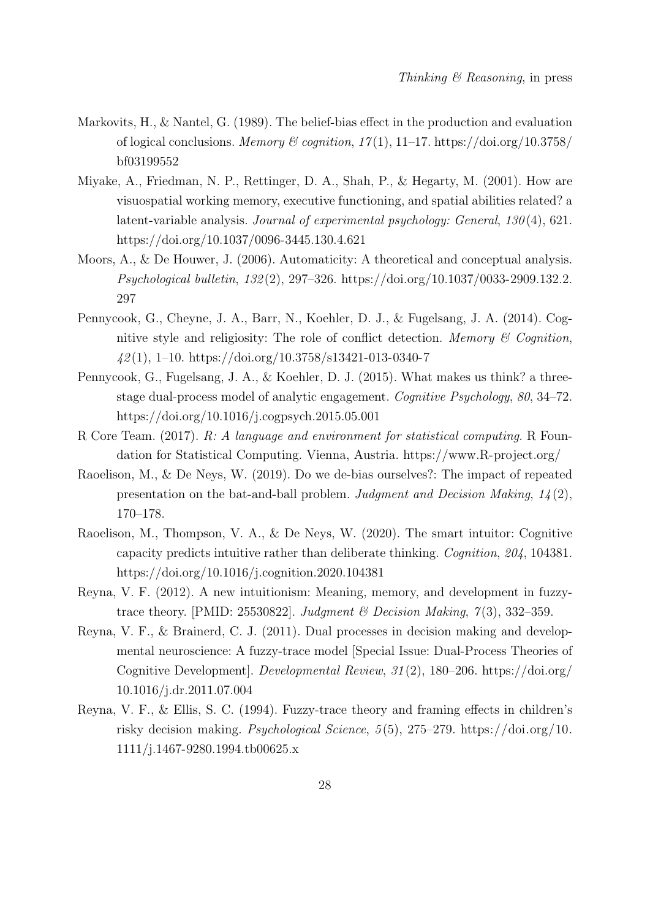Markovits, H., & Nantel, G. (1989). The belief-bias effect in the production and evaluation of logical conclusions. *Memory & cognition*, *17*(1), 11–17. https://doi.org/10.3758/bf03199552

Miyake, A., Friedman, N. P., Rettinger, D. A., Shah, P., & Hegarty, M. (2001). How are visuospatial working memory, executive functioning, and spatial abilities related? a latent-variable analysis. *Journal of experimental psychology: General*, *130*(4), 621. https://doi.org/10.1037/0096-3445.130.4.621

Moors, A., & De Houwer, J. (2006). Automaticity: A theoretical and conceptual analysis. *Psychological bulletin*, *132*(2), 297–326. https://doi.org/10.1037/0033-2909.132.2.297

Pennycook, G., Cheyne, J. A., Barr, N., Koehler, D. J., & Fugelsang, J. A. (2014). Cognitive style and religiosity: The role of conflict detection. *Memory & Cognition*, *42*(1), 1–10. https://doi.org/10.3758/s13421-013-0340-7

Pennycook, G., Fugelsang, J. A., & Koehler, D. J. (2015). What makes us think? a three-stage dual-process model of analytic engagement. *Cognitive Psychology*, *80*, 34–72. https://doi.org/10.1016/j.cogpsych.2015.05.001

R Core Team. (2017). *R: A language and environment for statistical computing*. R Foundation for Statistical Computing. Vienna, Austria. https://www.R-project.org/

Raoelison, M., & De Neys, W. (2019). Do we de-bias ourselves?: The impact of repeated presentation on the bat-and-ball problem. *Judgment and Decision Making*, *14*(2), 170–178.

Raoelison, M., Thompson, V. A., & De Neys, W. (2020). The smart intuitor: Cognitive capacity predicts intuitive rather than deliberate thinking. *Cognition*, *204*, 104381. https://doi.org/10.1016/j.cognition.2020.104381

Reyna, V. F. (2012). A new intuitionism: Meaning, memory, and development in fuzzy-trace theory. [PMID: 25530822]. *Judgment & Decision Making*, *7*(3), 332–359.

Reyna, V. F., & Brainerd, C. J. (2011). Dual processes in decision making and developmental neuroscience: A fuzzy-trace model [Special Issue: Dual-Process Theories of Cognitive Development]. *Developmental Review*, *31*(2), 180–206. https://doi.org/10.1016/j.dr.2011.07.004

Reyna, V. F., & Ellis, S. C. (1994). Fuzzy-trace theory and framing effects in children's risky decision making. *Psychological Science*, *5*(5), 275–279. https://doi.org/10.1111/j.1467-9280.1994.tb00625.x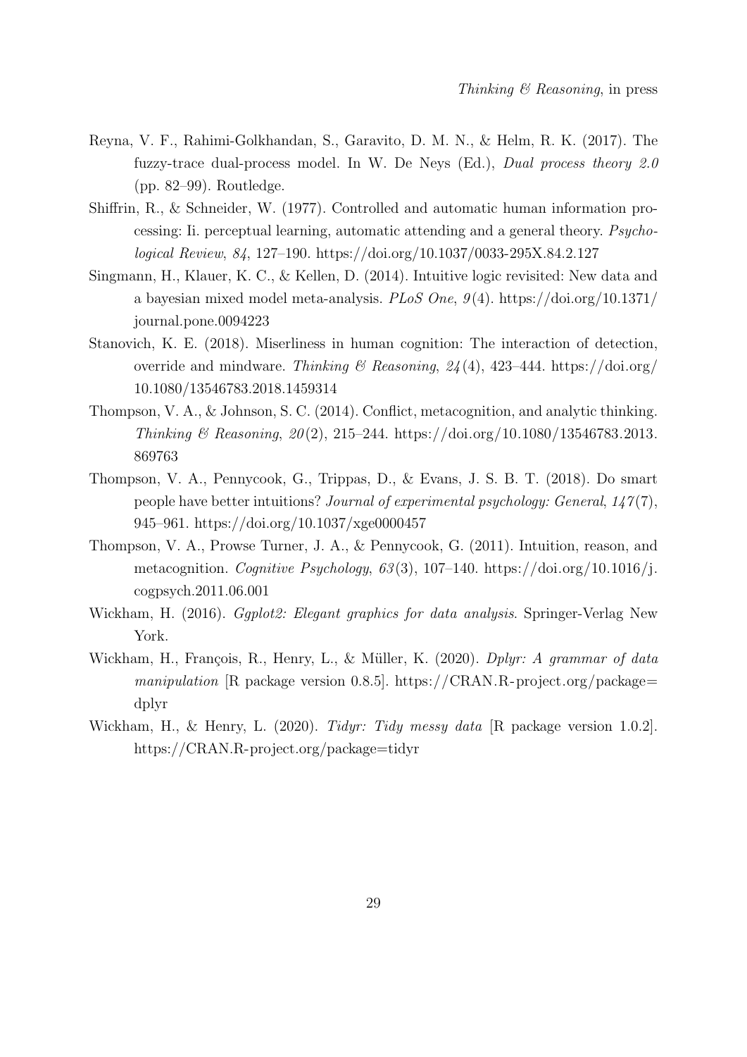Reyna, V. F., Rahimi-Golkhandan, S., Garavito, D. M. N., & Helm, R. K. (2017). The fuzzy-trace dual-process model. In W. De Neys (Ed.), *Dual process theory 2.0* (pp. 82–99). Routledge.

Shiffrin, R., & Schneider, W. (1977). Controlled and automatic human information processing: Ii. perceptual learning, automatic attending and a general theory. *Psychological Review*, *84*, 127–190. https://doi.org/10.1037/0033-295X.84.2.127

Singmann, H., Klauer, K. C., & Kellen, D. (2014). Intuitive logic revisited: New data and a bayesian mixed model meta-analysis. *PLoS One*, *9*(4). https://doi.org/10.1371/journal.pone.0094223

Stanovich, K. E. (2018). Miserliness in human cognition: The interaction of detection, override and mindware. *Thinking & Reasoning*, *24*(4), 423–444. https://doi.org/10.1080/13546783.2018.1459314

Thompson, V. A., & Johnson, S. C. (2014). Conflict, metacognition, and analytic thinking. *Thinking & Reasoning*, *20*(2), 215–244. https://doi.org/10.1080/13546783.2013.869763

Thompson, V. A., Pennycook, G., Trippas, D., & Evans, J. S. B. T. (2018). Do smart people have better intuitions? *Journal of experimental psychology: General*, *147*(7), 945–961. https://doi.org/10.1037/xge0000457

Thompson, V. A., Prowse Turner, J. A., & Pennycook, G. (2011). Intuition, reason, and metacognition. *Cognitive Psychology*, *63*(3), 107–140. https://doi.org/10.1016/j.cogpsych.2011.06.001

Wickham, H. (2016). *Ggplot2: Elegant graphics for data analysis*. Springer-Verlag New York.

Wickham, H., François, R., Henry, L., & Müller, K. (2020). *Dplyr: A grammar of data manipulation* [R package version 0.8.5]. https://CRAN.R-project.org/package=dplyr

Wickham, H., & Henry, L. (2020). *Tidyr: Tidy messy data* [R package version 1.0.2]. https://CRAN.R-project.org/package=tidyr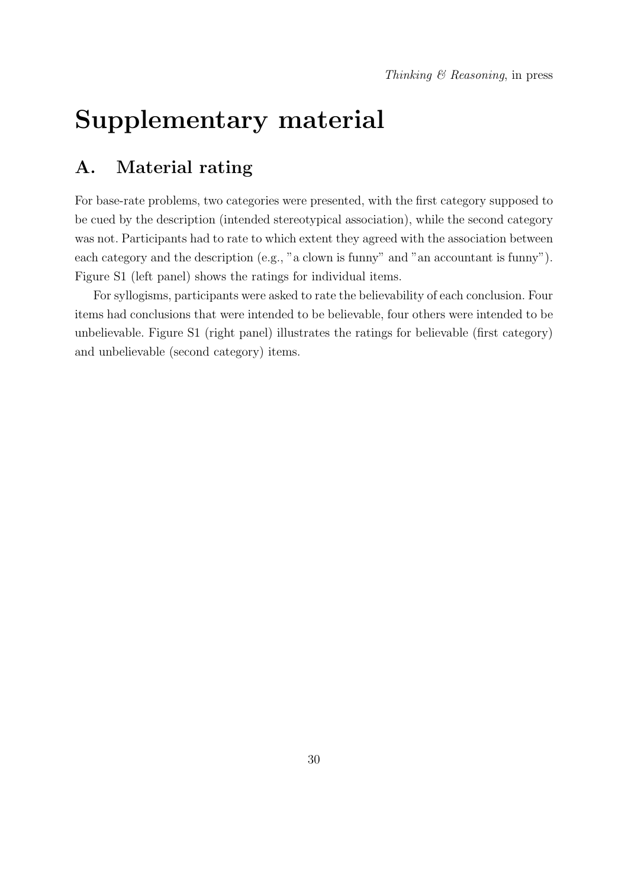# Supplementary material

## A. Material rating

For base-rate problems, two categories were presented, with the first category supposed to be cued by the description (intended stereotypical association), while the second category was not. Participants had to rate to which extent they agreed with the association between each category and the description (e.g., "a clown is funny" and "an accountant is funny"). Figure S1 (left panel) shows the ratings for individual items.

For syllogisms, participants were asked to rate the believability of each conclusion. Four items had conclusions that were intended to be believable, four others were intended to be unbelievable. Figure S1 (right panel) illustrates the ratings for believable (first category) and unbelievable (second category) items.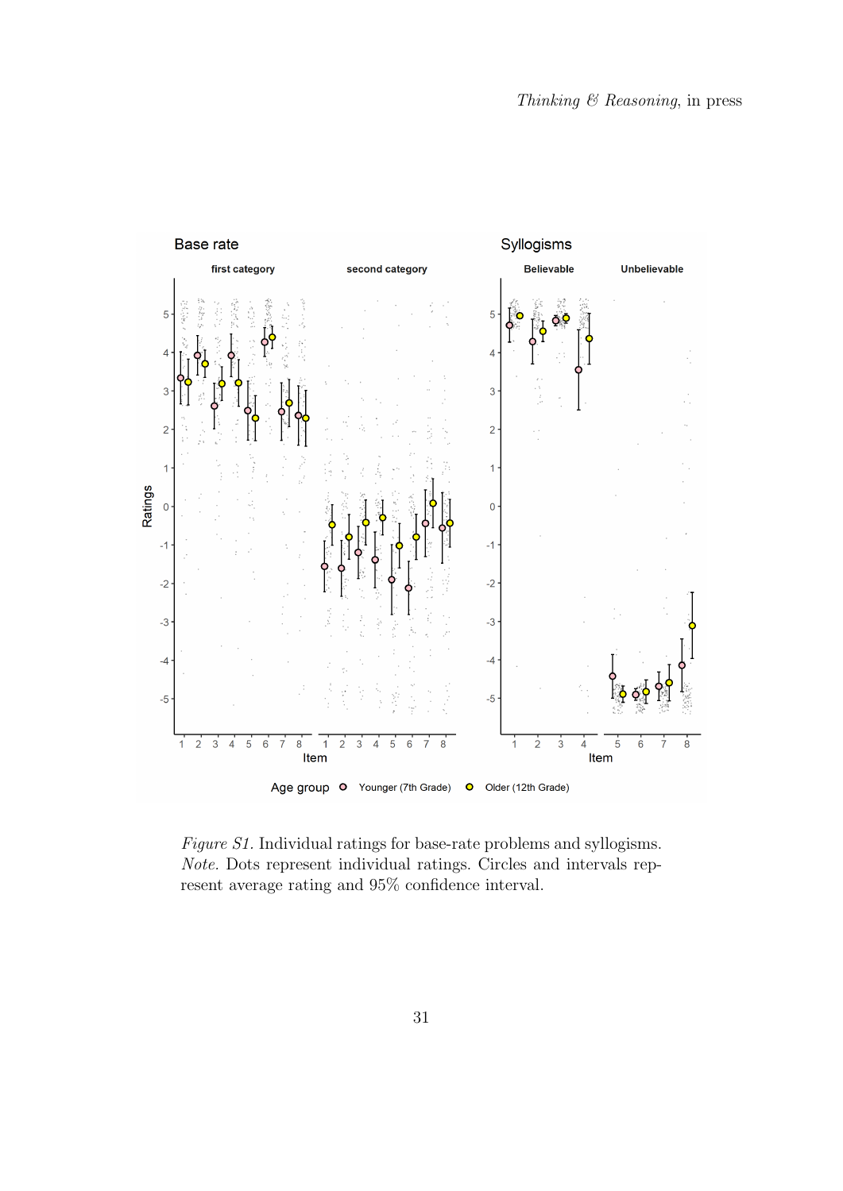*Figure S1*. Individual ratings for base-rate problems and syllogisms. *Note*. Dots represent individual ratings. Circles and intervals represent average rating and 95% confidence interval.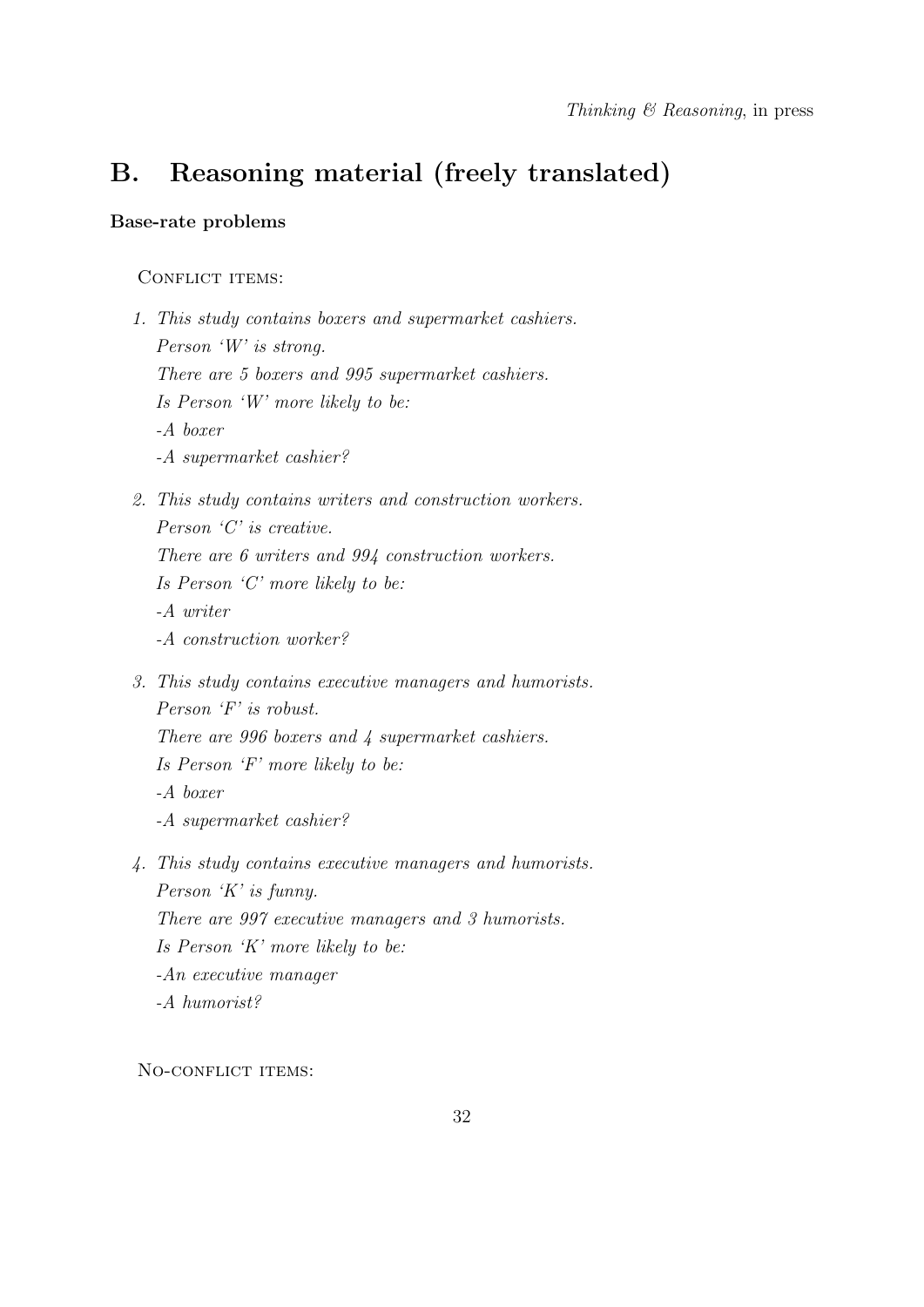## B. Reasoning material (freely translated)

**Base-rate problems**

Conflict items:

1. *This study contains boxers and supermarket cashiers.*
   *Person 'W' is strong.*
   *There are 5 boxers and 995 supermarket cashiers.*
   *Is Person 'W' more likely to be:*
   *-A boxer*
   *-A supermarket cashier?*

2. *This study contains writers and construction workers.*
   *Person 'C' is creative.*
   *There are 6 writers and 994 construction workers.*
   *Is Person 'C' more likely to be:*
   *-A writer*
   *-A construction worker?*

3. *This study contains executive managers and humorists.*
   *Person 'F' is robust.*
   *There are 996 boxers and 4 supermarket cashiers.*
   *Is Person 'F' more likely to be:*
   *-A boxer*
   *-A supermarket cashier?*

4. *This study contains executive managers and humorists.*
   *Person 'K' is funny.*
   *There are 997 executive managers and 3 humorists.*
   *Is Person 'K' more likely to be:*
   *-An executive manager*
   *-A humorist?*

No-conflict items: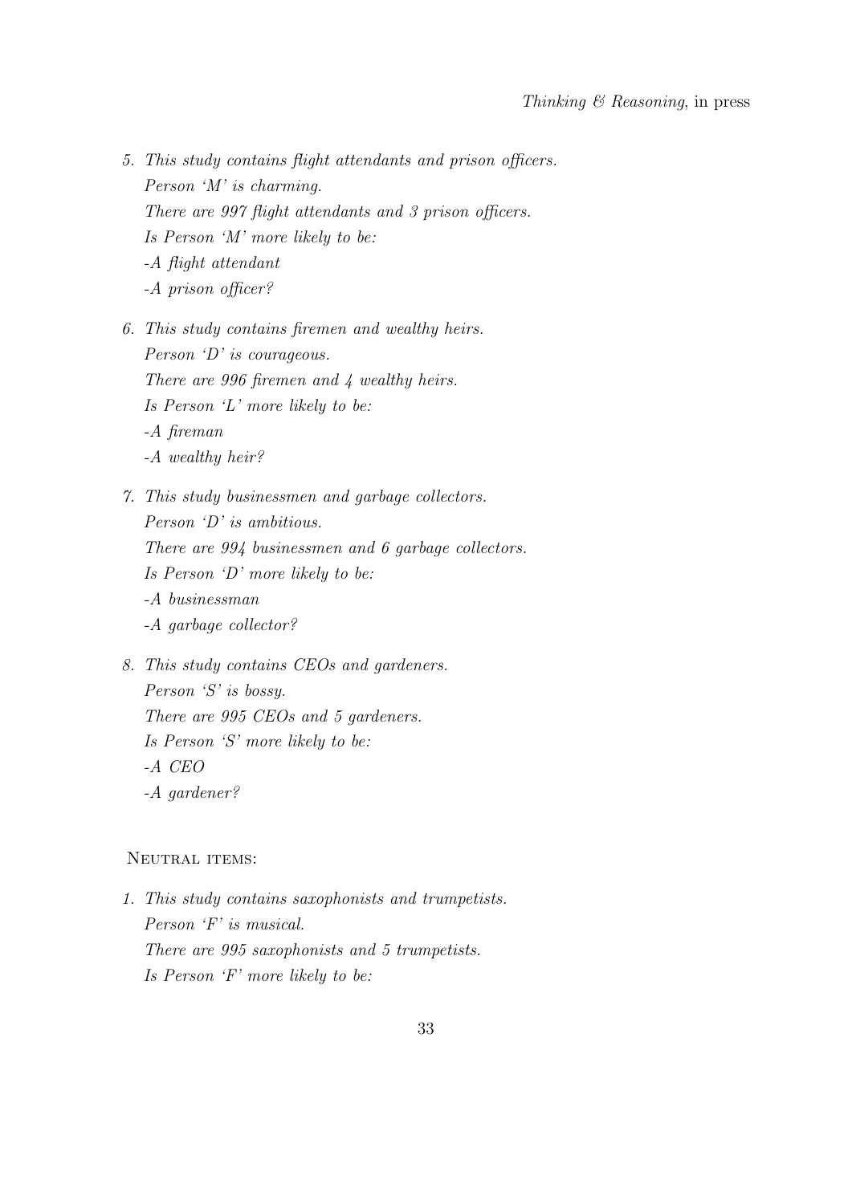5. *This study contains flight attendants and prison officers.*
   *Person 'M' is charming.*
   *There are 997 flight attendants and 3 prison officers.*
   *Is Person 'M' more likely to be:*
   *-A flight attendant*
   *-A prison officer?*

6. *This study contains firemen and wealthy heirs.*
   *Person 'D' is courageous.*
   *There are 996 firemen and 4 wealthy heirs.*
   *Is Person 'L' more likely to be:*
   *-A fireman*
   *-A wealthy heir?*

7. *This study businessmen and garbage collectors.*
   *Person 'D' is ambitious.*
   *There are 994 businessmen and 6 garbage collectors.*
   *Is Person 'D' more likely to be:*
   *-A businessman*
   *-A garbage collector?*

8. *This study contains CEOs and gardeners.*
   *Person 'S' is bossy.*
   *There are 995 CEOs and 5 gardeners.*
   *Is Person 'S' more likely to be:*
   *-A CEO*
   *-A gardener?*

NEUTRAL ITEMS:

1. *This study contains saxophonists and trumpetists.*
   *Person 'F' is musical.*
   *There are 995 saxophonists and 5 trumpetists.*
   *Is Person 'F' more likely to be:*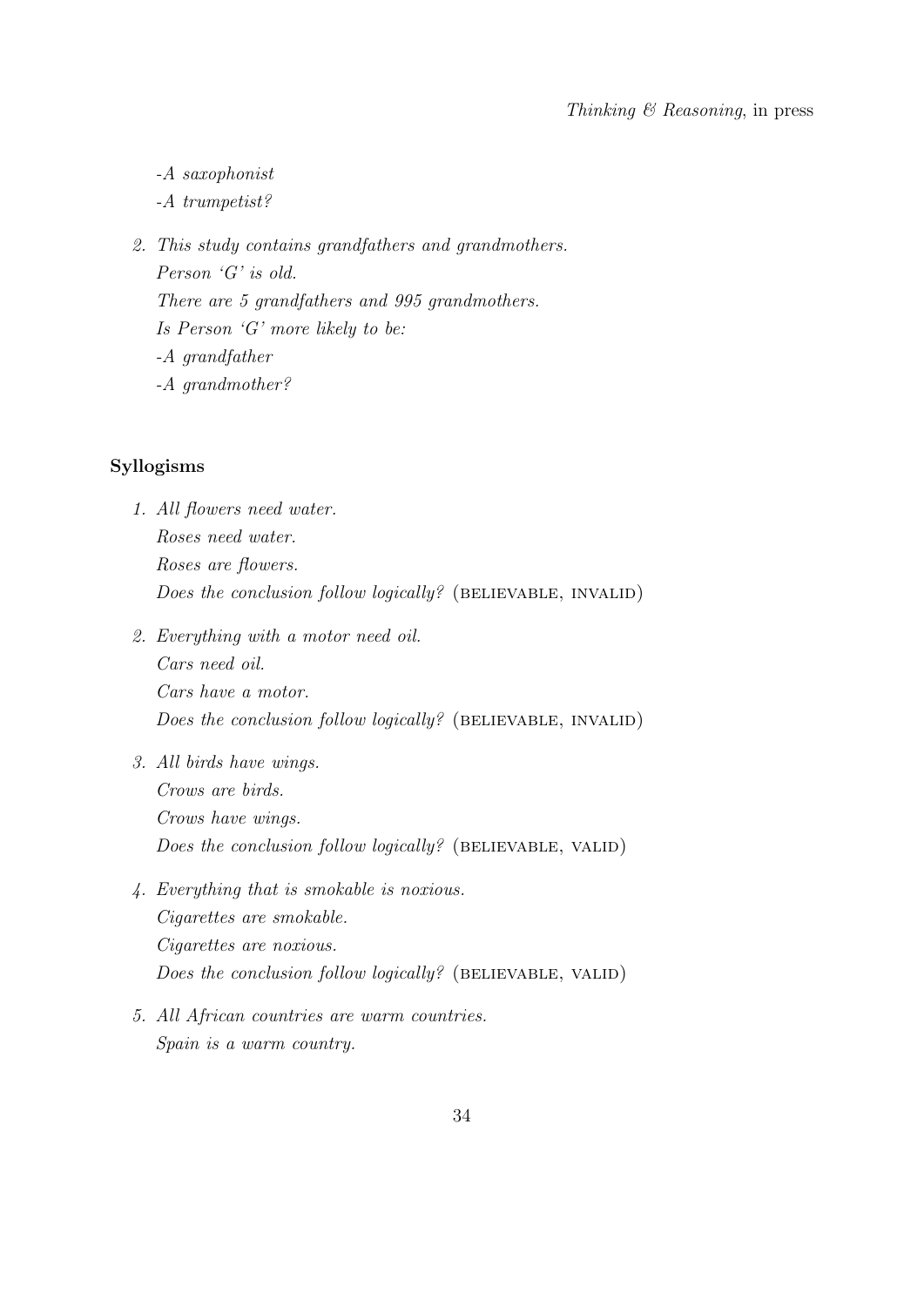*-A saxophonist*
*-A trumpetist?*

2. *This study contains grandfathers and grandmothers.*
   *Person 'G' is old.*
   *There are 5 grandfathers and 995 grandmothers.*
   *Is Person 'G' more likely to be:*
   *-A grandfather*
   *-A grandmother?*

## Syllogisms

1. *All flowers need water.*
   *Roses need water.*
   *Roses are flowers.*
   *Does the conclusion follow logically?* (BELIEVABLE, INVALID)

2. *Everything with a motor need oil.*
   *Cars need oil.*
   *Cars have a motor.*
   *Does the conclusion follow logically?* (BELIEVABLE, INVALID)

3. *All birds have wings.*
   *Crows are birds.*
   *Crows have wings.*
   *Does the conclusion follow logically?* (BELIEVABLE, VALID)

4. *Everything that is smokable is noxious.*
   *Cigarettes are smokable.*
   *Cigarettes are noxious.*
   *Does the conclusion follow logically?* (BELIEVABLE, VALID)

5. *All African countries are warm countries.*
   *Spain is a warm country.*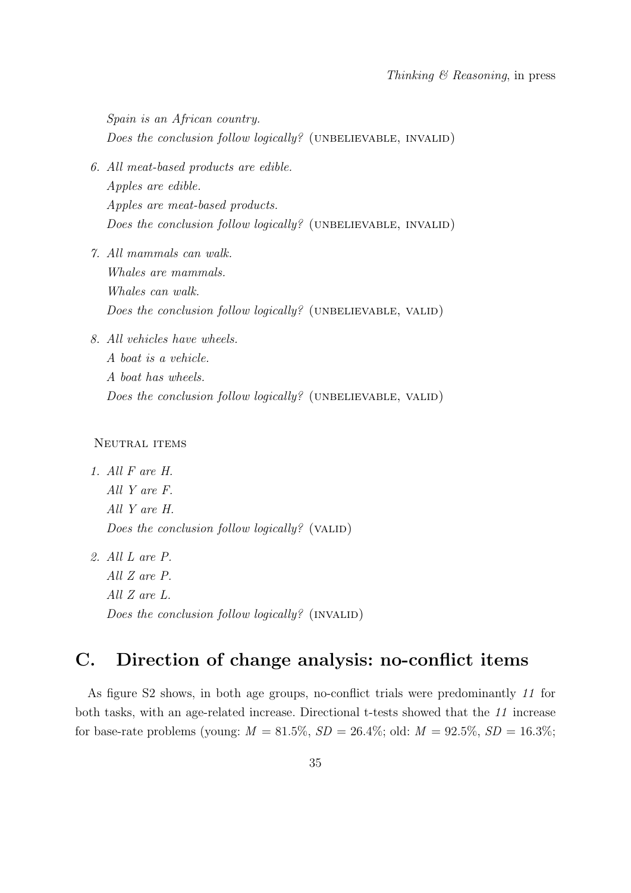*Spain is an African country.*
*Does the conclusion follow logically?* (UNBELIEVABLE, INVALID)

6. *All meat-based products are edible.*
   *Apples are edible.*
   *Apples are meat-based products.*
   *Does the conclusion follow logically?* (UNBELIEVABLE, INVALID)

7. *All mammals can walk.*
   *Whales are mammals.*
   *Whales can walk.*
   *Does the conclusion follow logically?* (UNBELIEVABLE, VALID)

8. *All vehicles have wheels.*
   *A boat is a vehicle.*
   *A boat has wheels.*
   *Does the conclusion follow logically?* (UNBELIEVABLE, VALID)

NEUTRAL ITEMS

1. *All F are H.*
   *All Y are F.*
   *All Y are H.*
   *Does the conclusion follow logically?* (VALID)

2. *All L are P.*
   *All Z are P.*
   *All Z are L.*
   *Does the conclusion follow logically?* (INVALID)

## C. Direction of change analysis: no-conflict items

As figure S2 shows, in both age groups, no-conflict trials were predominantly *11* for both tasks, with an age-related increase. Directional t-tests showed that the *11* increase for base-rate problems (young: $M = 81.5\%$, $SD = 26.4\%$; old: $M = 92.5\%$, $SD = 16.3\%$;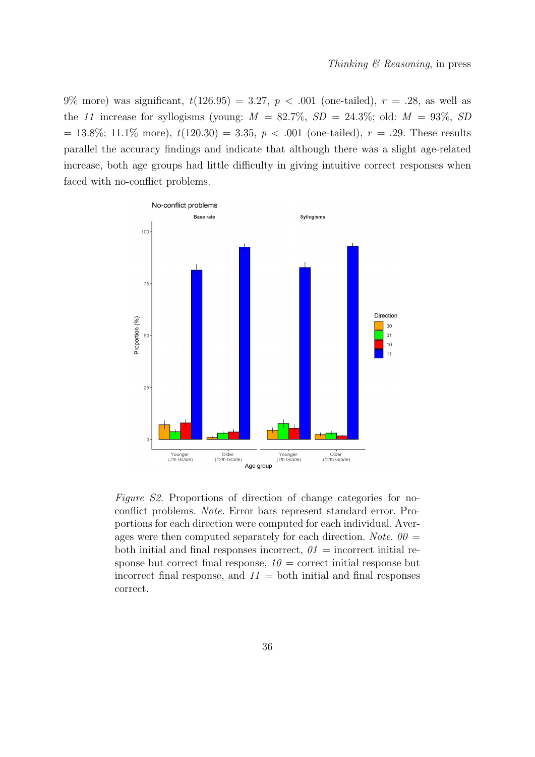9% more) was significant, $t(126.95) = 3.27$, $p < .001$ (one-tailed), $r = .28$, as well as the *11* increase for syllogisms (young: $M = 82.7\%$, $SD = 24.3\%$; old: $M = 93\%$, $SD = 13.8\%$; 11.1% more), $t(120.30) = 3.35$, $p < .001$ (one-tailed), $r = .29$. These results parallel the accuracy findings and indicate that although there was a slight age-related increase, both age groups had little difficulty in giving intuitive correct responses when faced with no-conflict problems.

*Figure S2.* Proportions of direction of change categories for no-conflict problems. *Note.* Error bars represent standard error. Proportions for each direction were computed for each individual. Averages were then computed separately for each direction. *Note.* *00* = both initial and final responses incorrect, *01* = incorrect initial response but correct final response, *10* = correct initial response but incorrect final response, and *11* = both initial and final responses correct.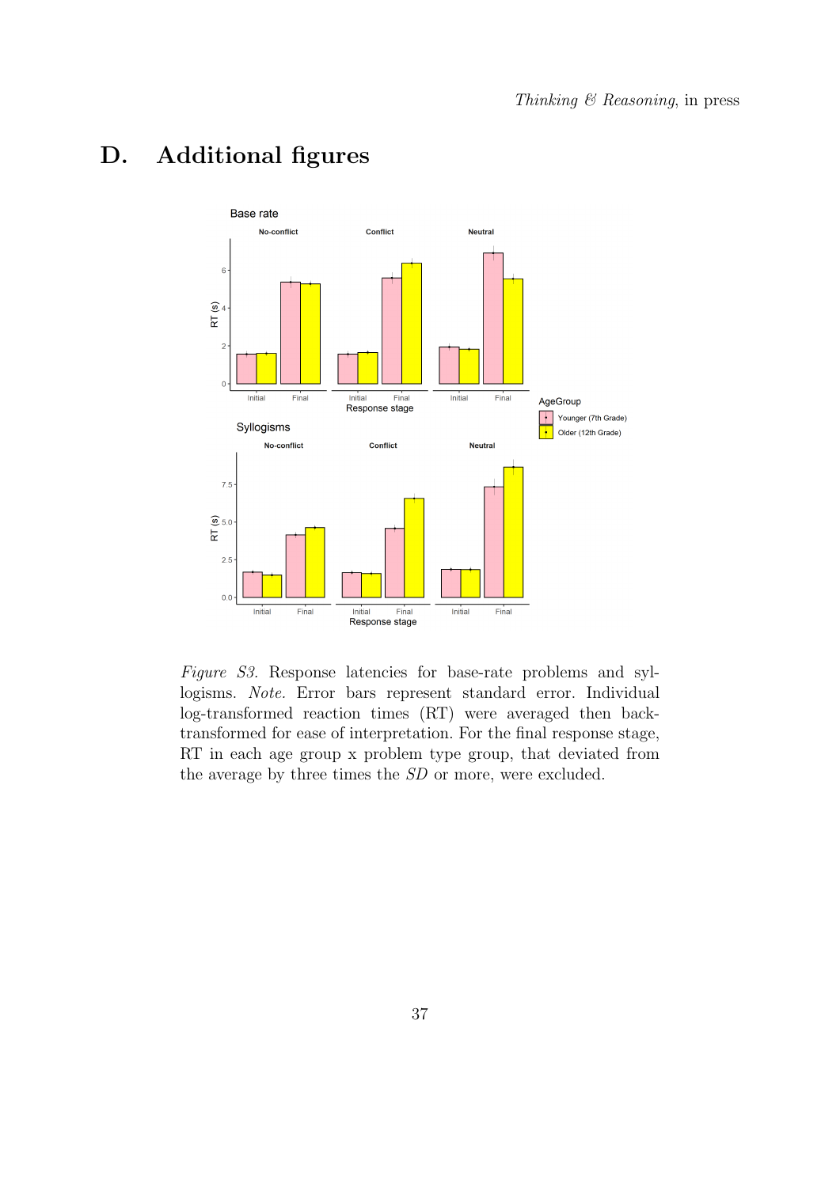# D. Additional figures

*Figure S3.* Response latencies for base-rate problems and syllogisms. *Note.* Error bars represent standard error. Individual log-transformed reaction times (RT) were averaged then back-transformed for ease of interpretation. For the final response stage, RT in each age group x problem type group, that deviated from the average by three times the *SD* or more, were excluded.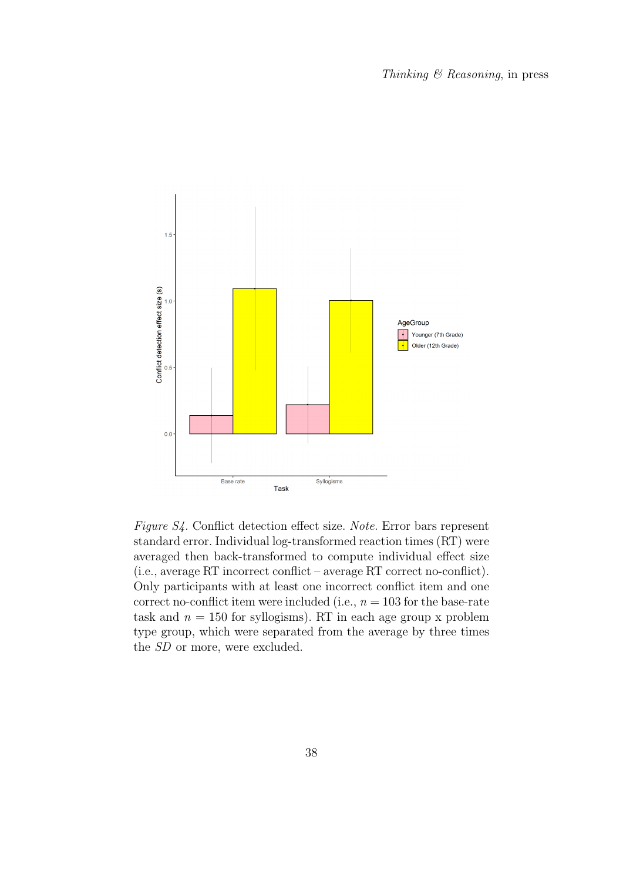Conflict detection effect size (s)

1.5

1.0

0.5

0.0

Base rate

Syllogisms

Task

AgeGroup

Younger (7th Grade)

Older (12th Grade)

*Figure S4.* Conflict detection effect size. *Note.* Error bars represent standard error. Individual log-transformed reaction times (RT) were averaged then back-transformed to compute individual effect size (i.e., average RT incorrect conflict – average RT correct no-conflict). Only participants with at least one incorrect conflict item and one correct no-conflict item were included (i.e., $n = 103$ for the base-rate task and $n = 150$ for syllogisms). RT in each age group x problem type group, which were separated from the average by three times the *SD* or more, were excluded.